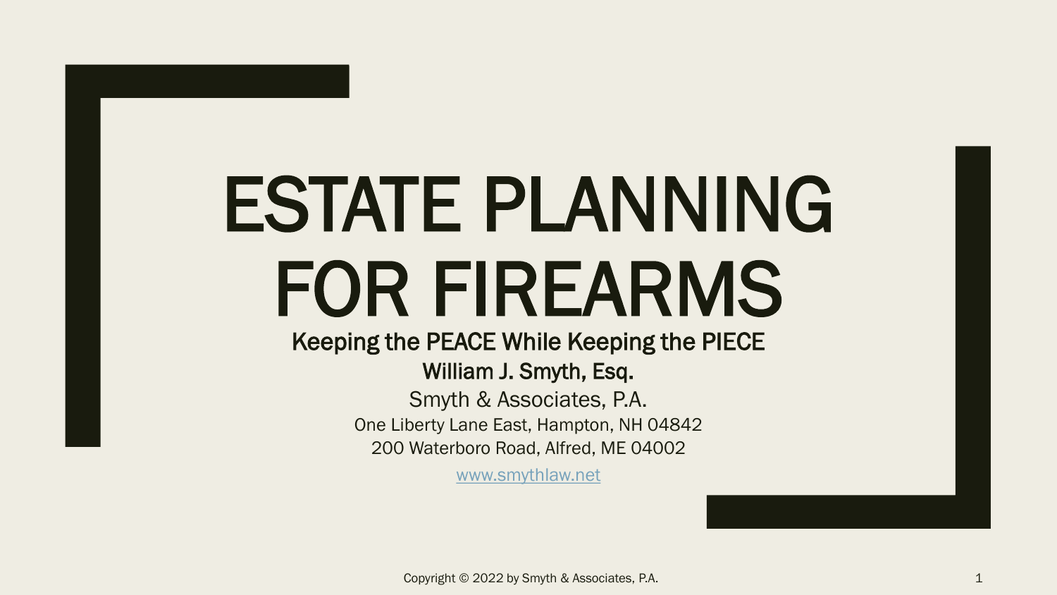# ESTATE PLANNING FOR FIREARMS

## Keeping the PEACE While Keeping the PIECE

**William J. Smyth, Esq.**

Smyth & Associates, P.A.

One Liberty Lane East, Hampton, NH 04842

200 Waterboro Road, Alfred, ME 04002

www.smythlaw.net

Copyright © 2022 by Smyth & Associates, P.A.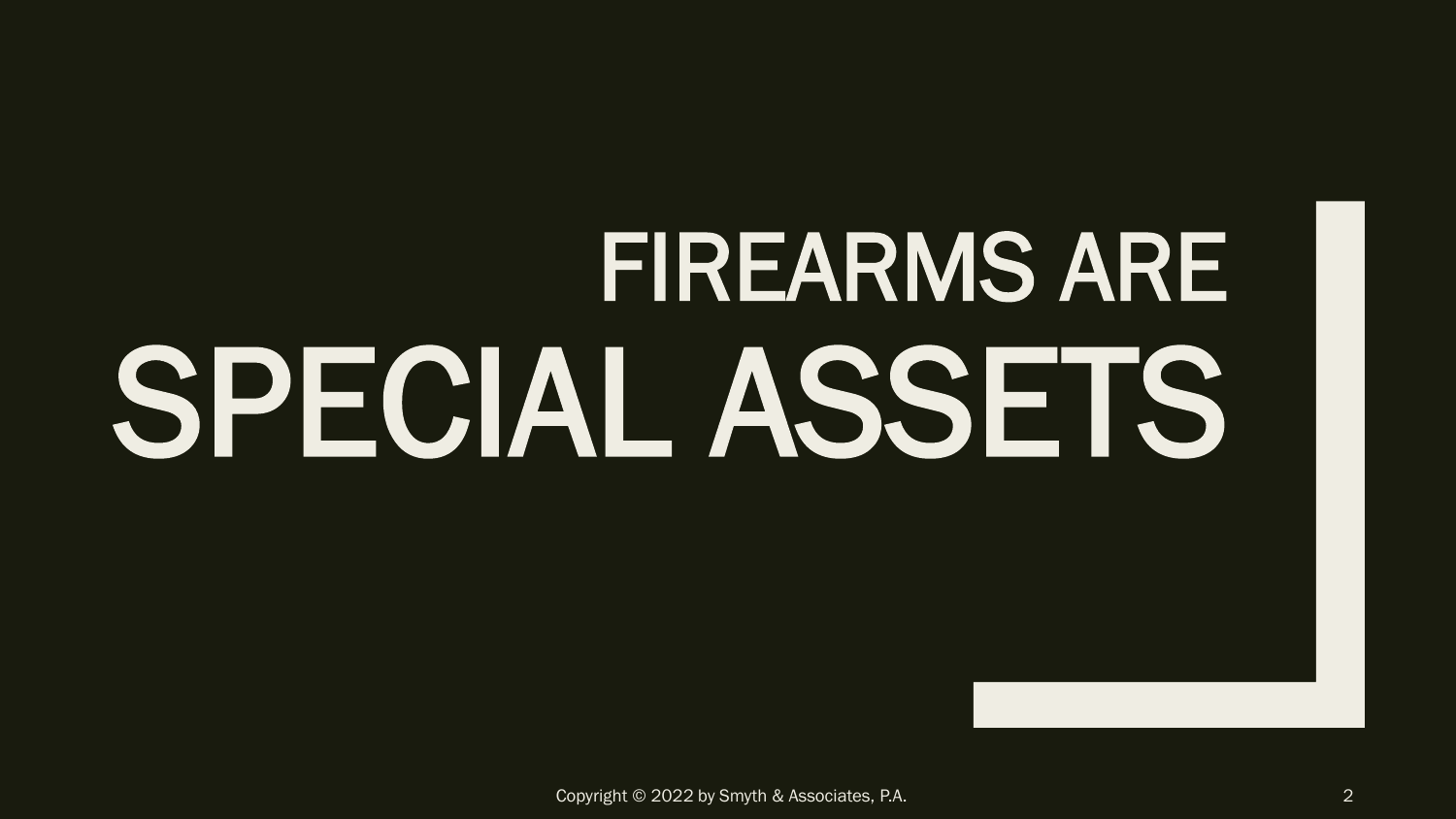# FIREARMS ARE SPECIAL ASSETS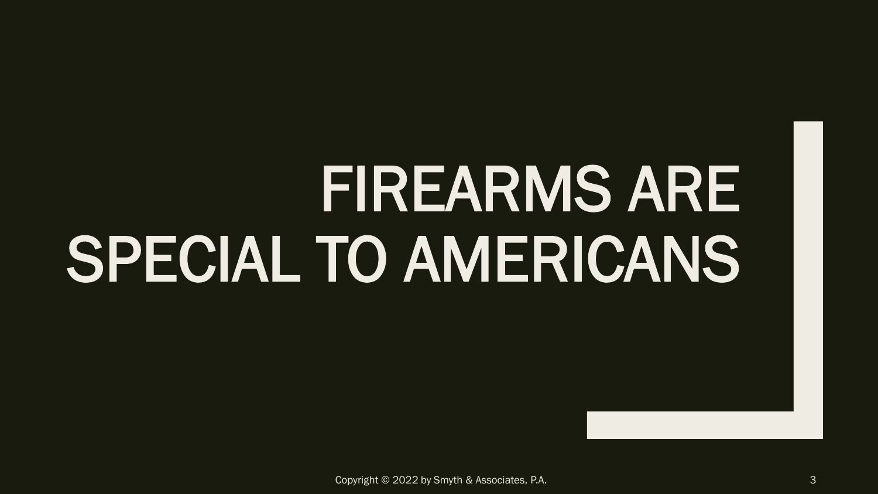# FIREARMS ARE SPECIAL TO AMERICANS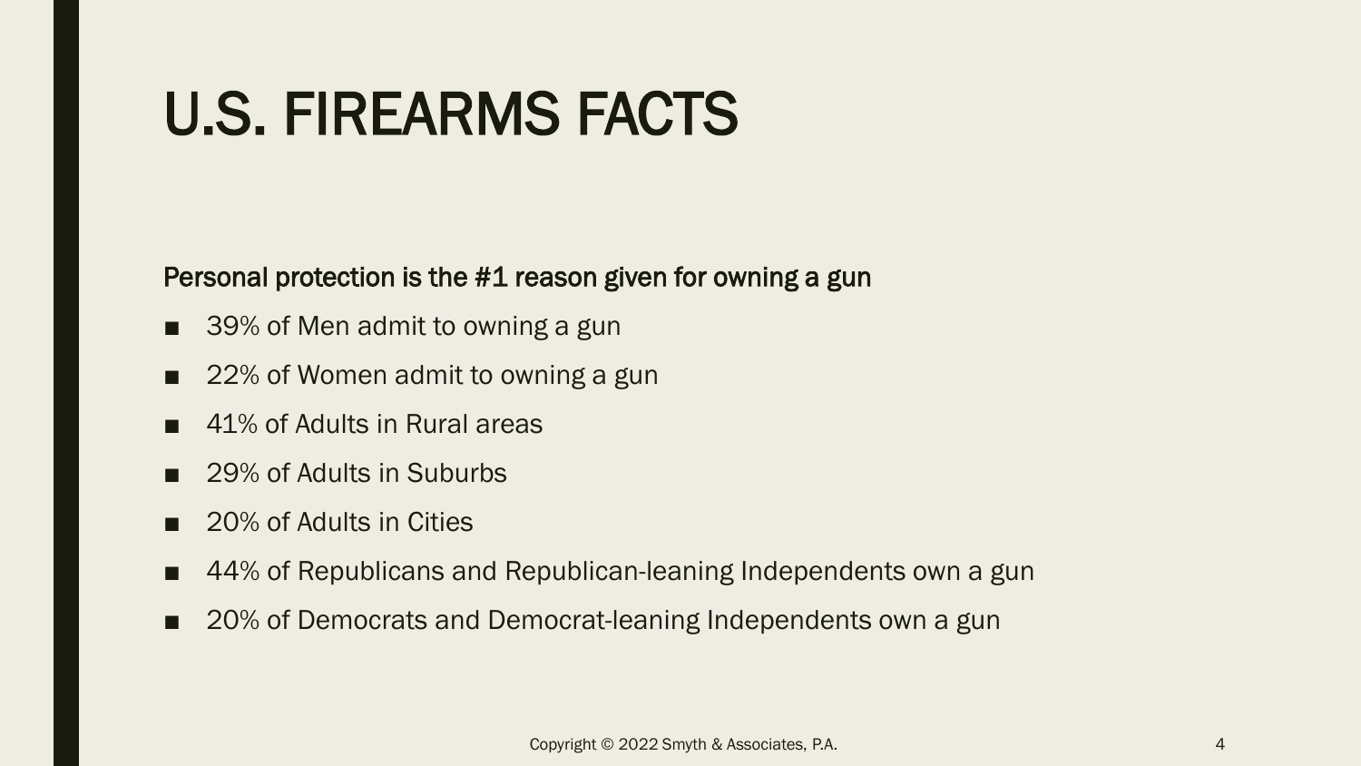# U.S. FIREARMS FACTS

Personal protection is the #1 reason given for owning a gun

- 39% of Men admit to owning a gun
- 22% of Women admit to owning a gun
- 41% of Adults in Rural areas
- 29% of Adults in Suburbs
- 20% of Adults in Cities
- 44% of Republicans and Republican-leaning Independents own a gun
- 20% of Democrats and Democrat-leaning Independents own a gun

Copyright © 2022 Smyth & Associates, P.A.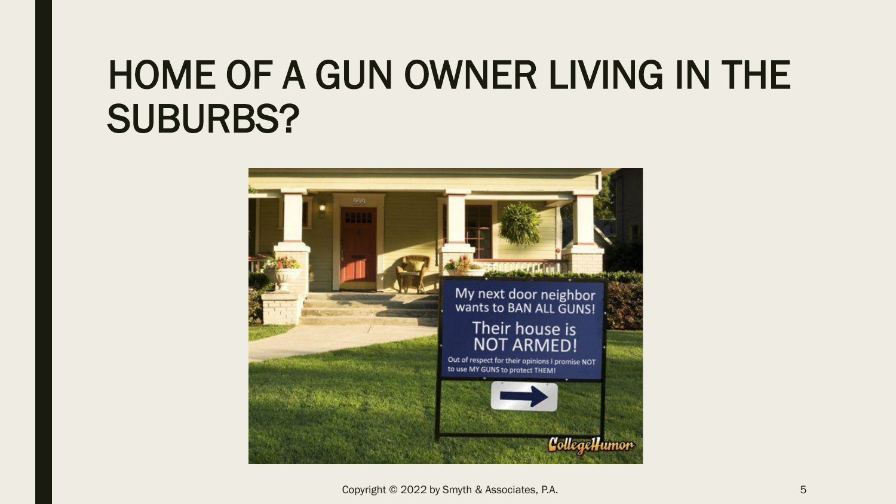# HOME OF A GUN OWNER LIVING IN THE SUBURBS?

My next door neighbor wants to BAN ALL GUNS!

Their house is NOT ARMED!

Out of respect for their opinions I promise NOT to use MY GUNS to protect THEM!

CollegeHumor

Copyright © 2022 by Smyth & Associates, P.A.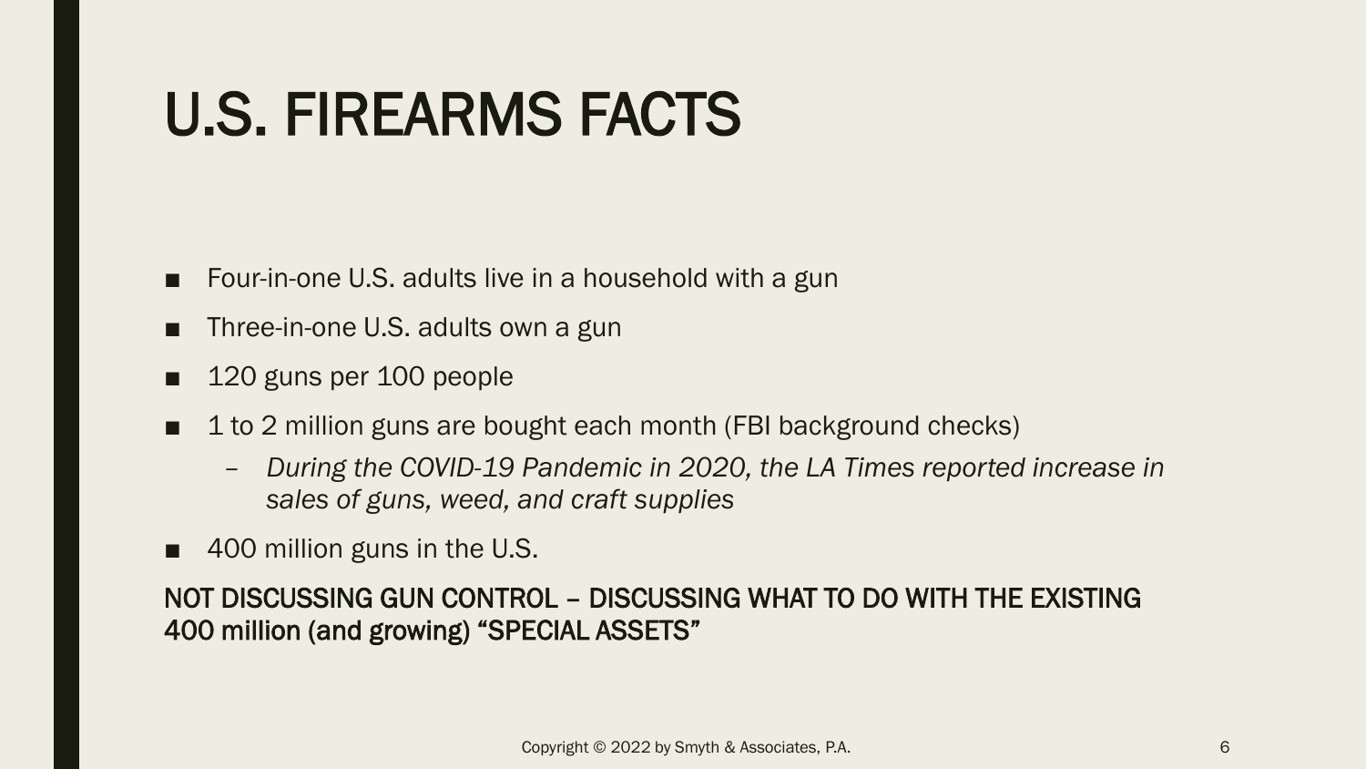# U.S. FIREARMS FACTS

- Four-in-one U.S. adults live in a household with a gun
- Three-in-one U.S. adults own a gun
- 120 guns per 100 people
- 1 to 2 million guns are bought each month (FBI background checks)
  - *During the COVID-19 Pandemic in 2020, the LA Times reported increase in sales of guns, weed, and craft supplies*
- 400 million guns in the U.S.

**NOT DISCUSSING GUN CONTROL – DISCUSSING WHAT TO DO WITH THE EXISTING 400 million (and growing) "SPECIAL ASSETS"**

Copyright © 2022 by Smyth & Associates, P.A.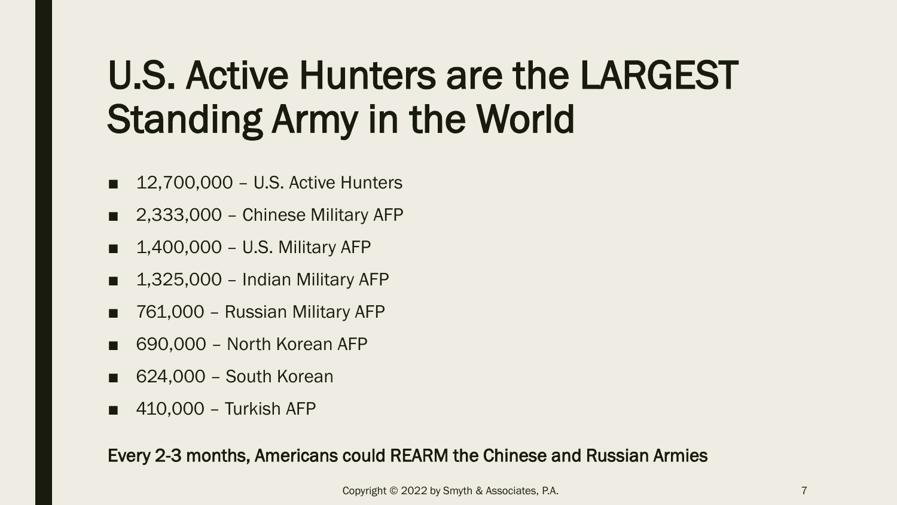# U.S. Active Hunters are the LARGEST Standing Army in the World

- 12,700,000 – U.S. Active Hunters
- 2,333,000 – Chinese Military AFP
- 1,400,000 – U.S. Military AFP
- 1,325,000 – Indian Military AFP
- 761,000 – Russian Military AFP
- 690,000 – North Korean AFP
- 624,000 – South Korean
- 410,000 – Turkish AFP

**Every 2-3 months, Americans could REARM the Chinese and Russian Armies**

Copyright © 2022 by Smyth & Associates, P.A.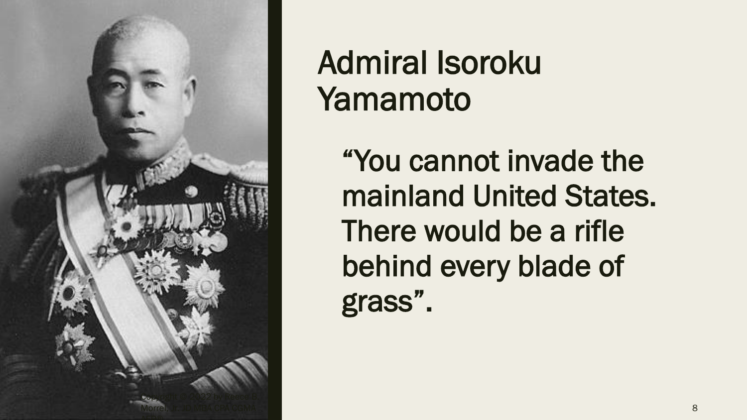# Admiral Isoroku Yamamoto

"You cannot invade the mainland United States. There would be a rifle behind every blade of grass".

Copyright © 2022 by Reece B. Morrel, Jr. JD, MBA, CPA, CGMA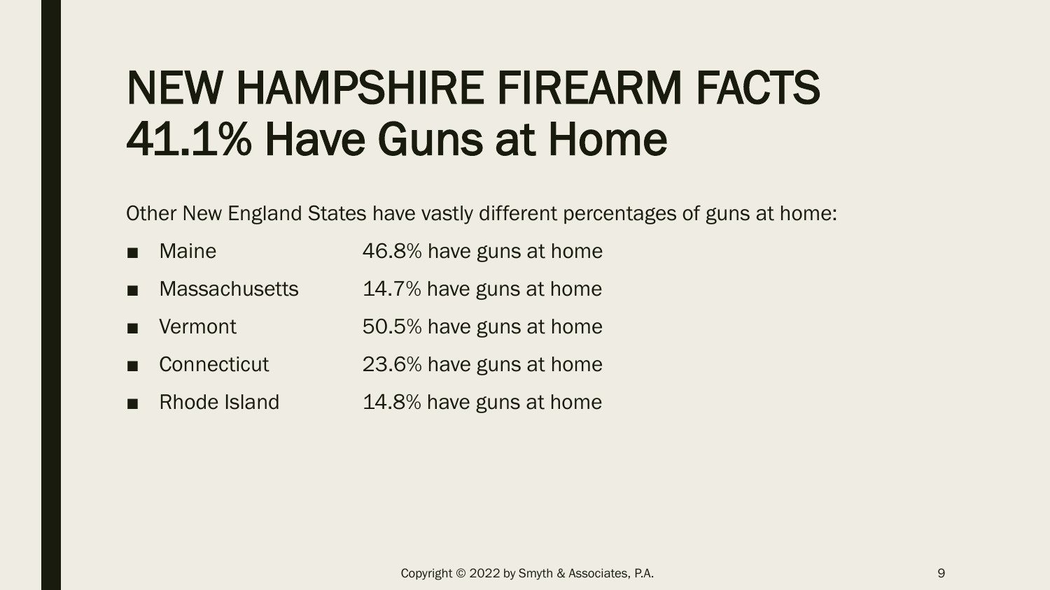# NEW HAMPSHIRE FIREARM FACTS
# 41.1% Have Guns at Home

Other New England States have vastly different percentages of guns at home:

- Maine 46.8% have guns at home
- Massachusetts 14.7% have guns at home
- Vermont 50.5% have guns at home
- Connecticut 23.6% have guns at home
- Rhode Island 14.8% have guns at home

Copyright © 2022 by Smyth & Associates, P.A.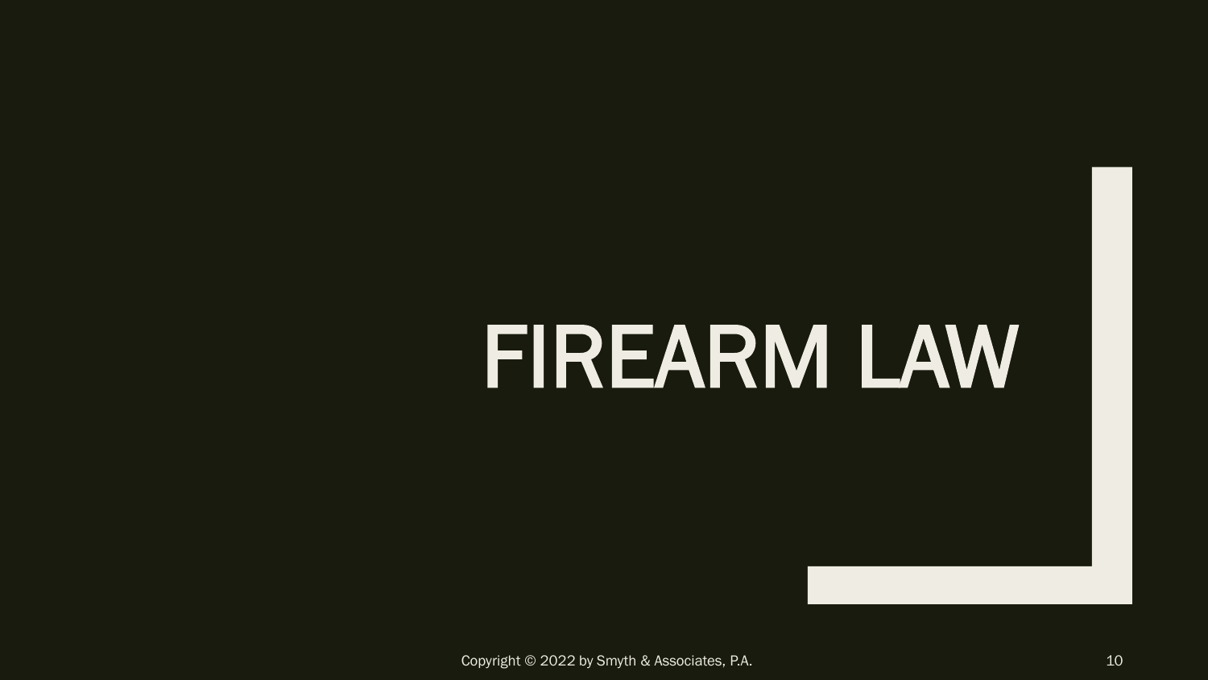# FIREARM LAW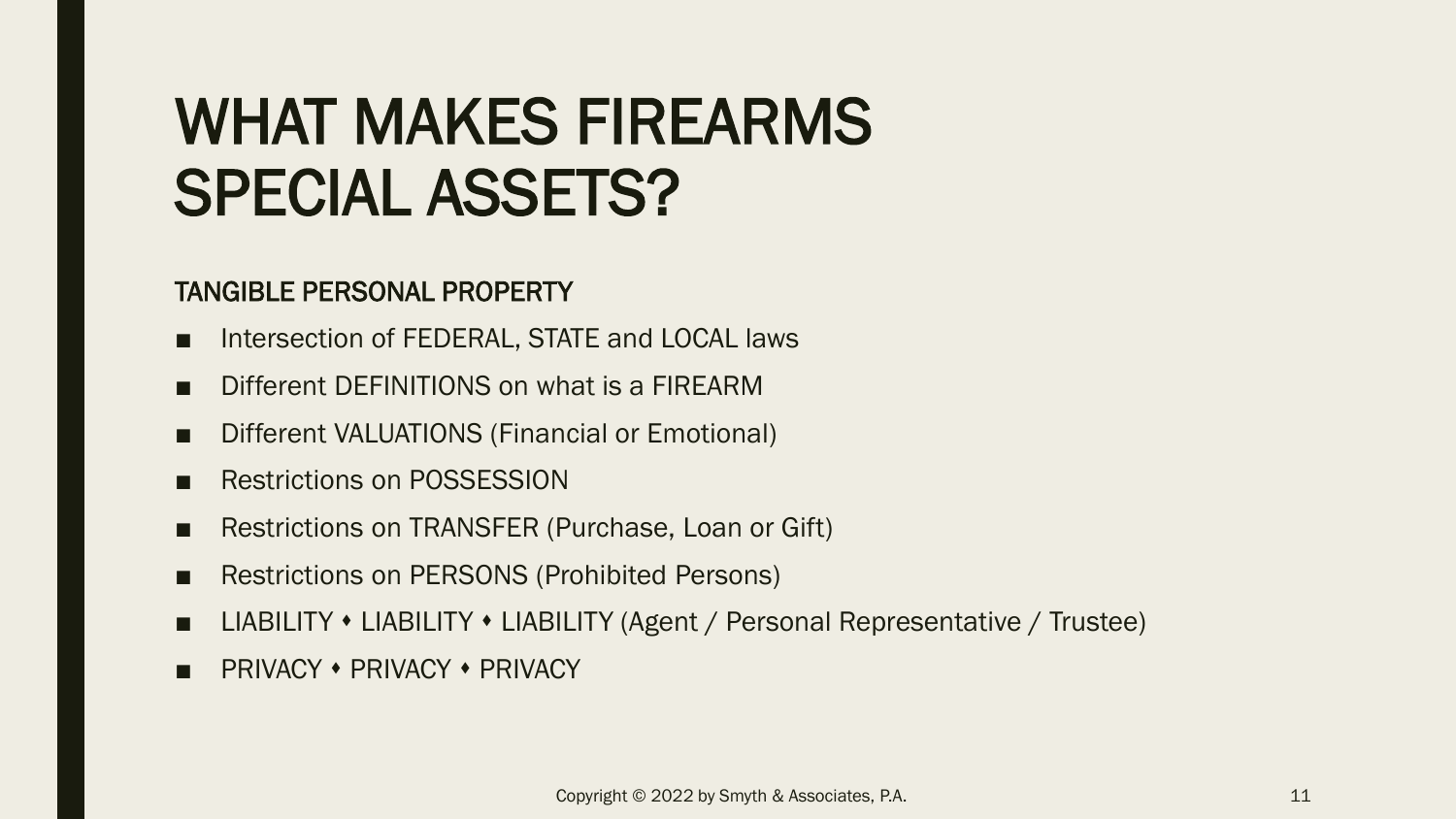# WHAT MAKES FIREARMS SPECIAL ASSETS?

TANGIBLE PERSONAL PROPERTY

- Intersection of FEDERAL, STATE and LOCAL laws
- Different DEFINITIONS on what is a FIREARM
- Different VALUATIONS (Financial or Emotional)
- Restrictions on POSSESSION
- Restrictions on TRANSFER (Purchase, Loan or Gift)
- Restrictions on PERSONS (Prohibited Persons)
- LIABILITY ⬩ LIABILITY ⬩ LIABILITY (Agent / Personal Representative / Trustee)
- PRIVACY ⬩ PRIVACY ⬩ PRIVACY

Copyright © 2022 by Smyth & Associates, P.A.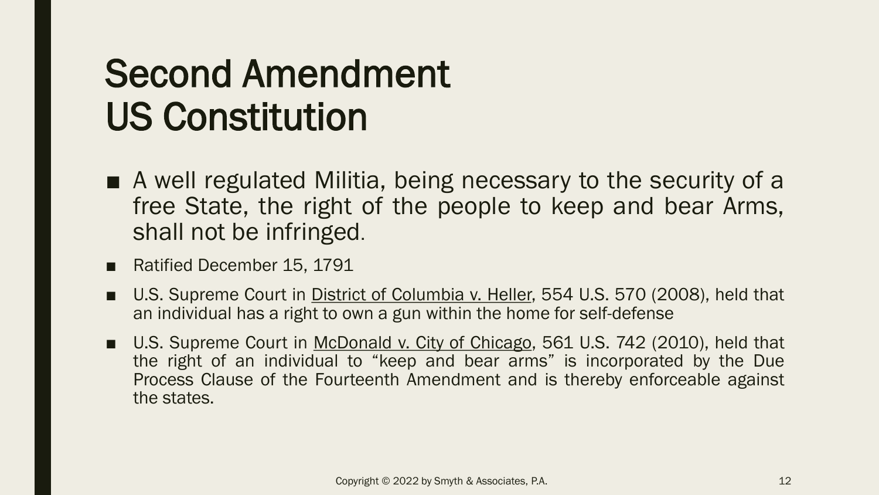# Second Amendment US Constitution

- A well regulated Militia, being necessary to the security of a free State, the right of the people to keep and bear Arms, shall not be infringed.
- Ratified December 15, 1791
- U.S. Supreme Court in District of Columbia v. Heller, 554 U.S. 570 (2008), held that an individual has a right to own a gun within the home for self-defense
- U.S. Supreme Court in McDonald v. City of Chicago, 561 U.S. 742 (2010), held that the right of an individual to "keep and bear arms" is incorporated by the Due Process Clause of the Fourteenth Amendment and is thereby enforceable against the states.

Copyright © 2022 by Smyth & Associates, P.A.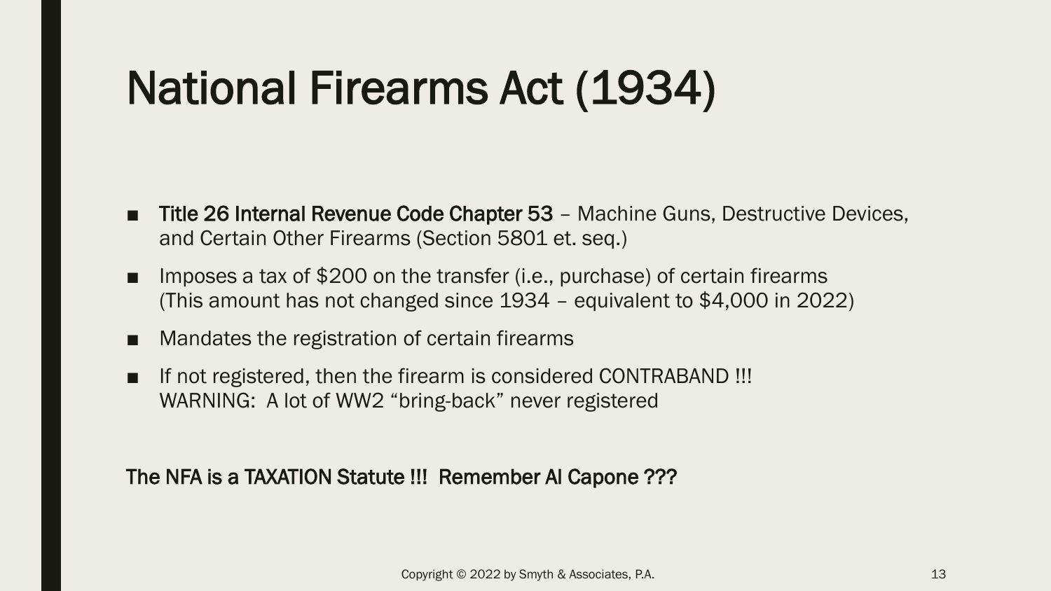# National Firearms Act (1934)

- **Title 26 Internal Revenue Code Chapter 53** – Machine Guns, Destructive Devices, and Certain Other Firearms (Section 5801 et. seq.)
- Imposes a tax of $200 on the transfer (i.e., purchase) of certain firearms (This amount has not changed since 1934 – equivalent to $4,000 in 2022)
- Mandates the registration of certain firearms
- If not registered, then the firearm is considered CONTRABAND !!!
  WARNING: A lot of WW2 "bring-back" never registered

**The NFA is a TAXATION Statute !!! Remember Al Capone ???**

Copyright © 2022 by Smyth & Associates, P.A.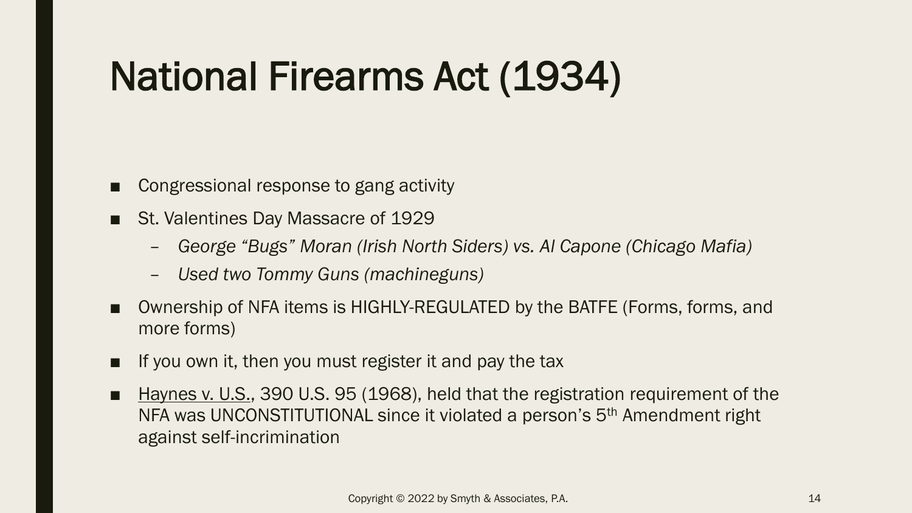# National Firearms Act (1934)

- Congressional response to gang activity
- St. Valentines Day Massacre of 1929
  - *George "Bugs" Moran (Irish North Siders) vs. Al Capone (Chicago Mafia)*
  - *Used two Tommy Guns (machineguns)*
- Ownership of NFA items is HIGHLY-REGULATED by the BATFE (Forms, forms, and more forms)
- If you own it, then you must register it and pay the tax
- Haynes v. U.S., 390 U.S. 95 (1968), held that the registration requirement of the NFA was UNCONSTITUTIONAL since it violated a person's 5th Amendment right against self-incrimination

Copyright © 2022 by Smyth & Associates, P.A.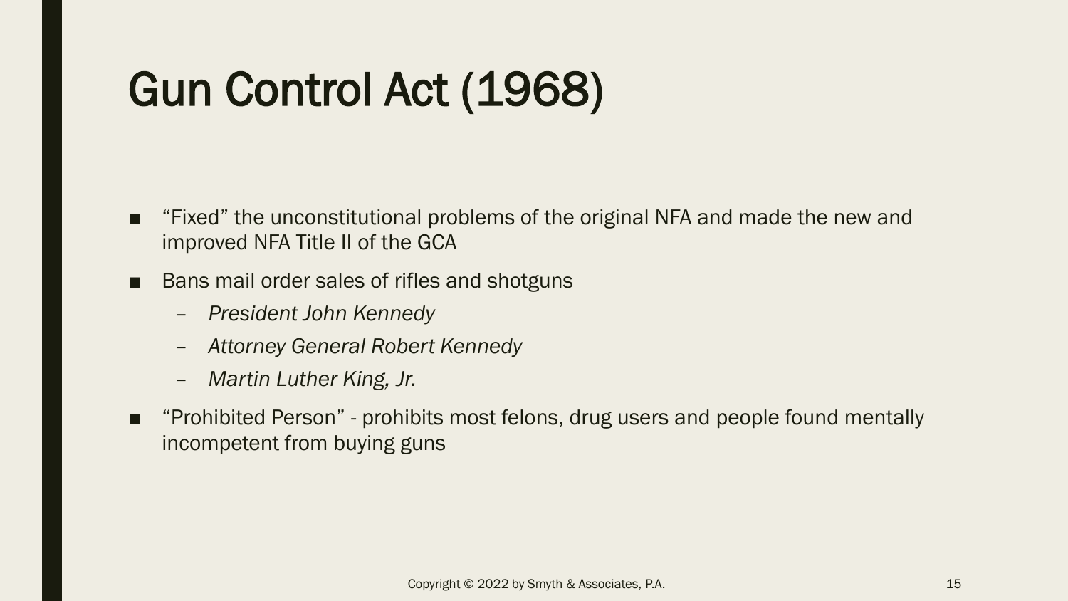# Gun Control Act (1968)

- "Fixed" the unconstitutional problems of the original NFA and made the new and improved NFA Title II of the GCA
- Bans mail order sales of rifles and shotguns
  - *President John Kennedy*
  - *Attorney General Robert Kennedy*
  - *Martin Luther King, Jr.*
- "Prohibited Person" - prohibits most felons, drug users and people found mentally incompetent from buying guns

Copyright © 2022 by Smyth & Associates, P.A.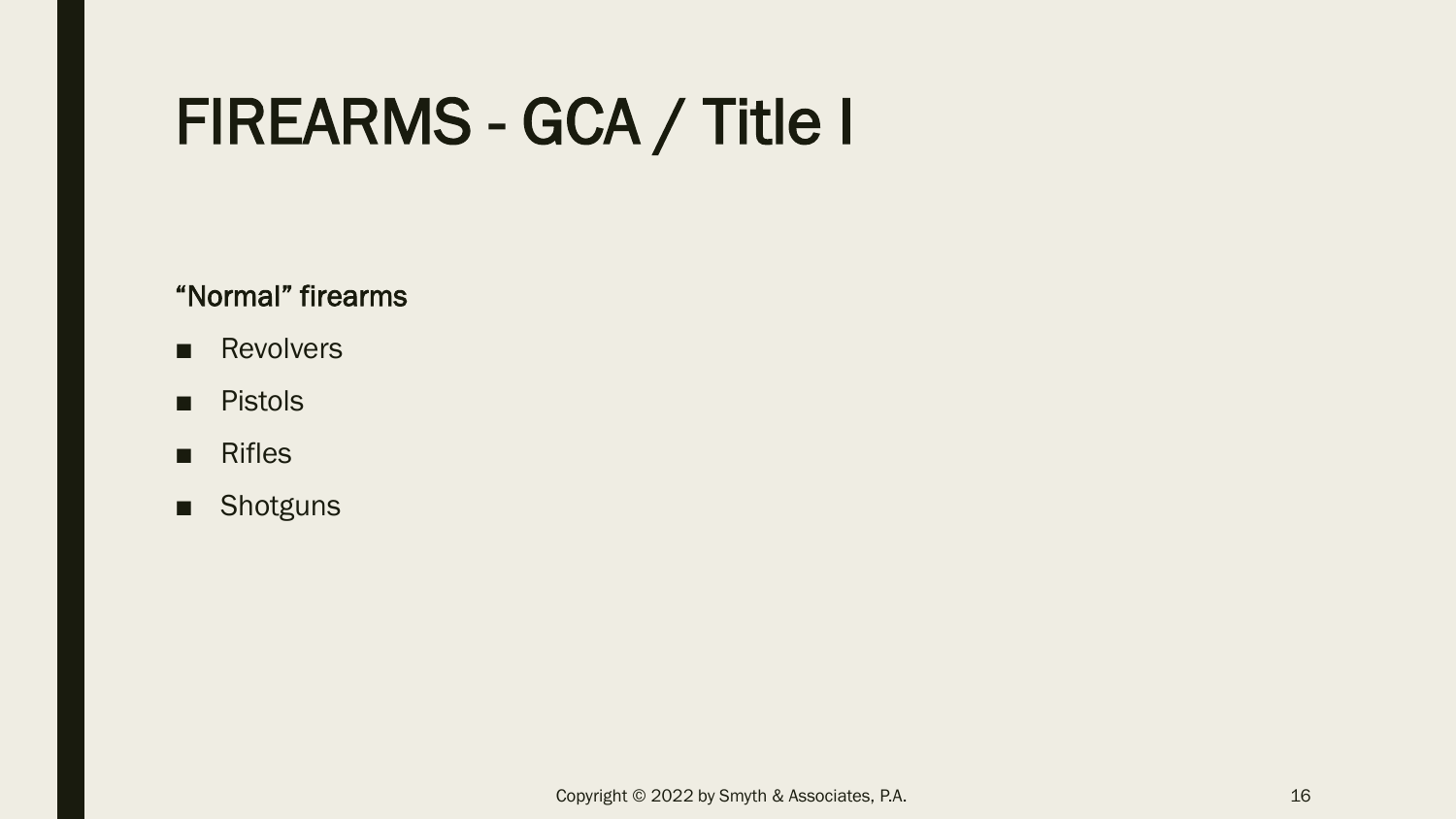# FIREARMS - GCA / Title I

**"Normal" firearms**

- Revolvers
- Pistols
- Rifles
- Shotguns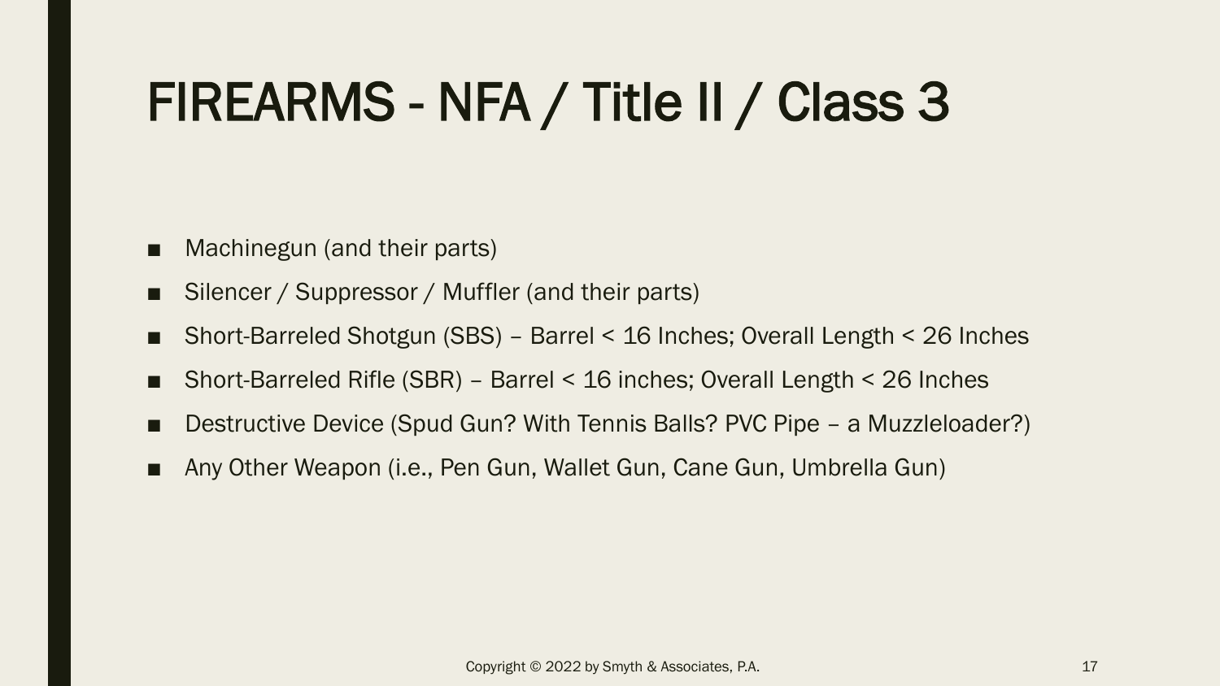# FIREARMS - NFA / Title II / Class 3

- Machinegun (and their parts)
- Silencer / Suppressor / Muffler (and their parts)
- Short-Barreled Shotgun (SBS) – Barrel < 16 Inches; Overall Length < 26 Inches
- Short-Barreled Rifle (SBR) – Barrel < 16 inches; Overall Length < 26 Inches
- Destructive Device (Spud Gun? With Tennis Balls? PVC Pipe – a Muzzleloader?)
- Any Other Weapon (i.e., Pen Gun, Wallet Gun, Cane Gun, Umbrella Gun)

Copyright © 2022 by Smyth & Associates, P.A.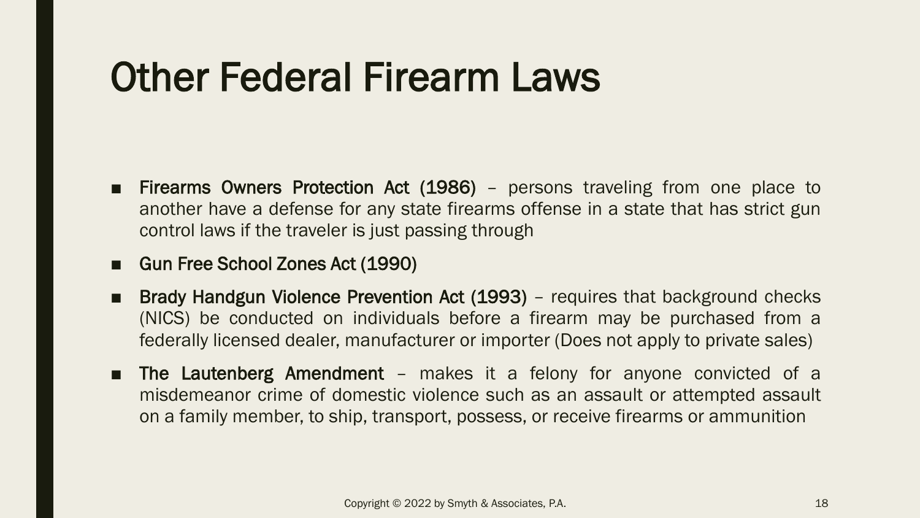# Other Federal Firearm Laws

- **Firearms Owners Protection Act (1986)** – persons traveling from one place to another have a defense for any state firearms offense in a state that has strict gun control laws if the traveler is just passing through
- **Gun Free School Zones Act (1990)**
- **Brady Handgun Violence Prevention Act (1993)** – requires that background checks (NICS) be conducted on individuals before a firearm may be purchased from a federally licensed dealer, manufacturer or importer (Does not apply to private sales)
- **The Lautenberg Amendment** – makes it a felony for anyone convicted of a misdemeanor crime of domestic violence such as an assault or attempted assault on a family member, to ship, transport, possess, or receive firearms or ammunition

Copyright © 2022 by Smyth & Associates, P.A.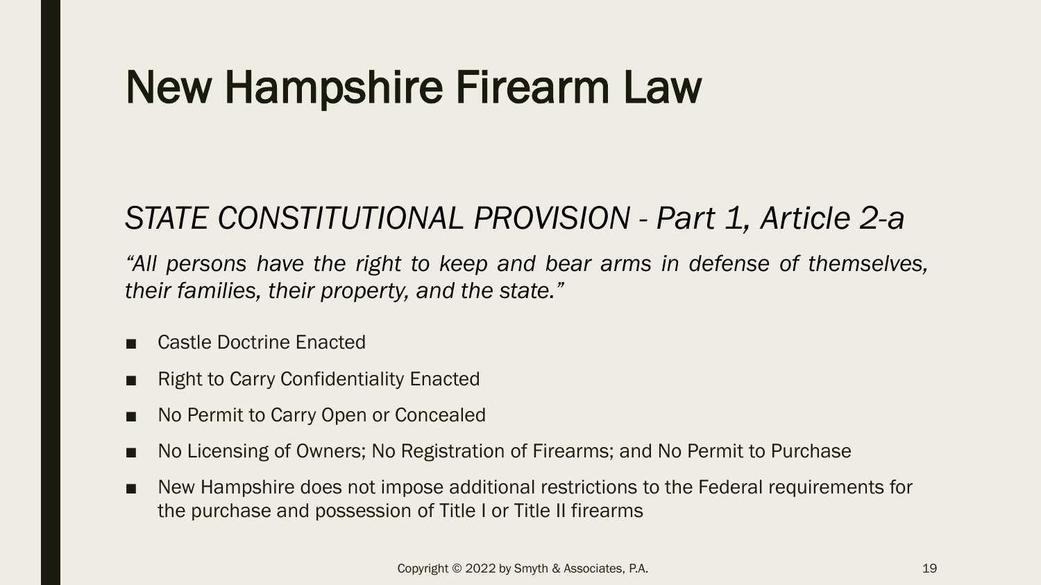# New Hampshire Firearm Law

## *STATE CONSTITUTIONAL PROVISION - Part 1, Article 2-a*

*"All persons have the right to keep and bear arms in defense of themselves, their families, their property, and the state."*

- Castle Doctrine Enacted
- Right to Carry Confidentiality Enacted
- No Permit to Carry Open or Concealed
- No Licensing of Owners; No Registration of Firearms; and No Permit to Purchase
- New Hampshire does not impose additional restrictions to the Federal requirements for the purchase and possession of Title I or Title II firearms

Copyright © 2022 by Smyth & Associates, P.A.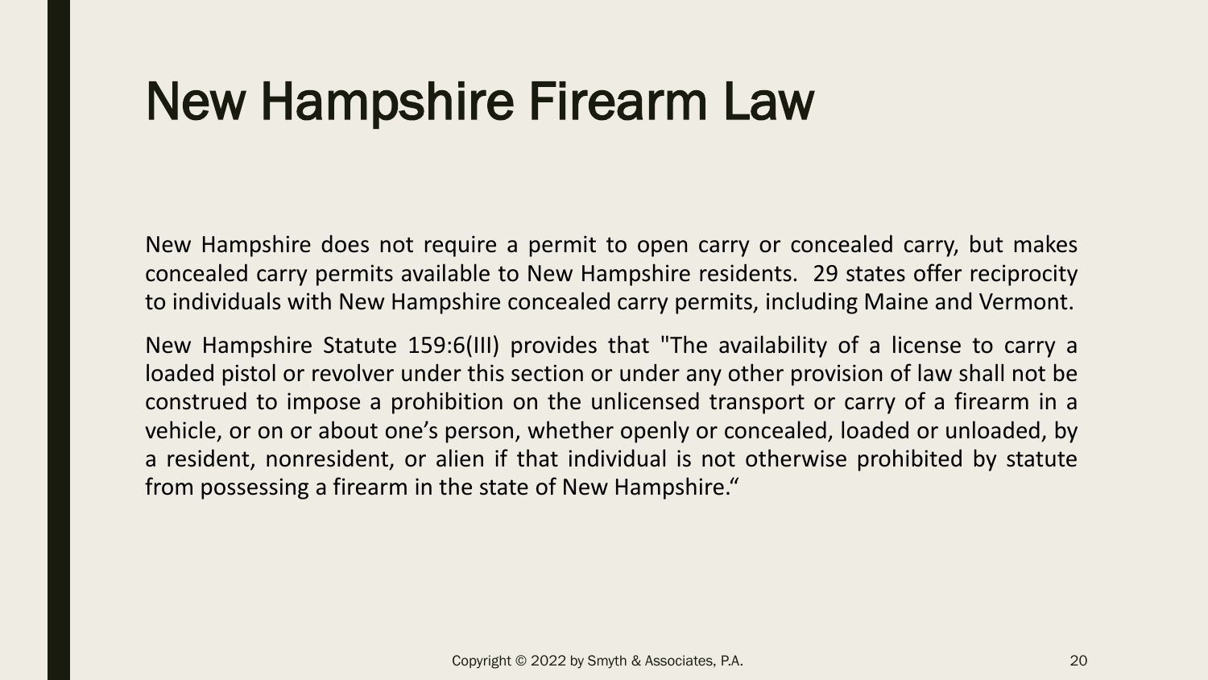# New Hampshire Firearm Law

New Hampshire does not require a permit to open carry or concealed carry, but makes concealed carry permits available to New Hampshire residents. 29 states offer reciprocity to individuals with New Hampshire concealed carry permits, including Maine and Vermont.

New Hampshire Statute 159:6(III) provides that "The availability of a license to carry a loaded pistol or revolver under this section or under any other provision of law shall not be construed to impose a prohibition on the unlicensed transport or carry of a firearm in a vehicle, or on or about one's person, whether openly or concealed, loaded or unloaded, by a resident, nonresident, or alien if that individual is not otherwise prohibited by statute from possessing a firearm in the state of New Hampshire."

Copyright © 2022 by Smyth & Associates, P.A.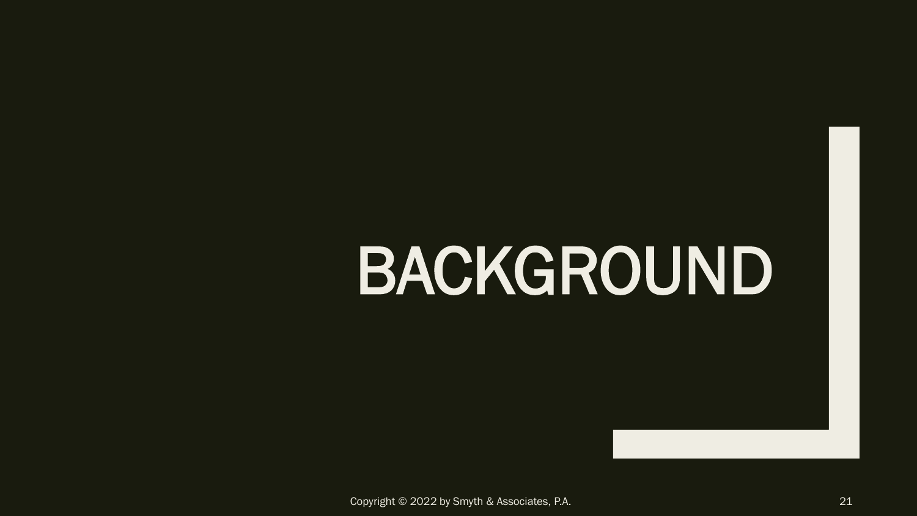# BACKGROUND

Copyright © 2022 by Smyth & Associates, P.A.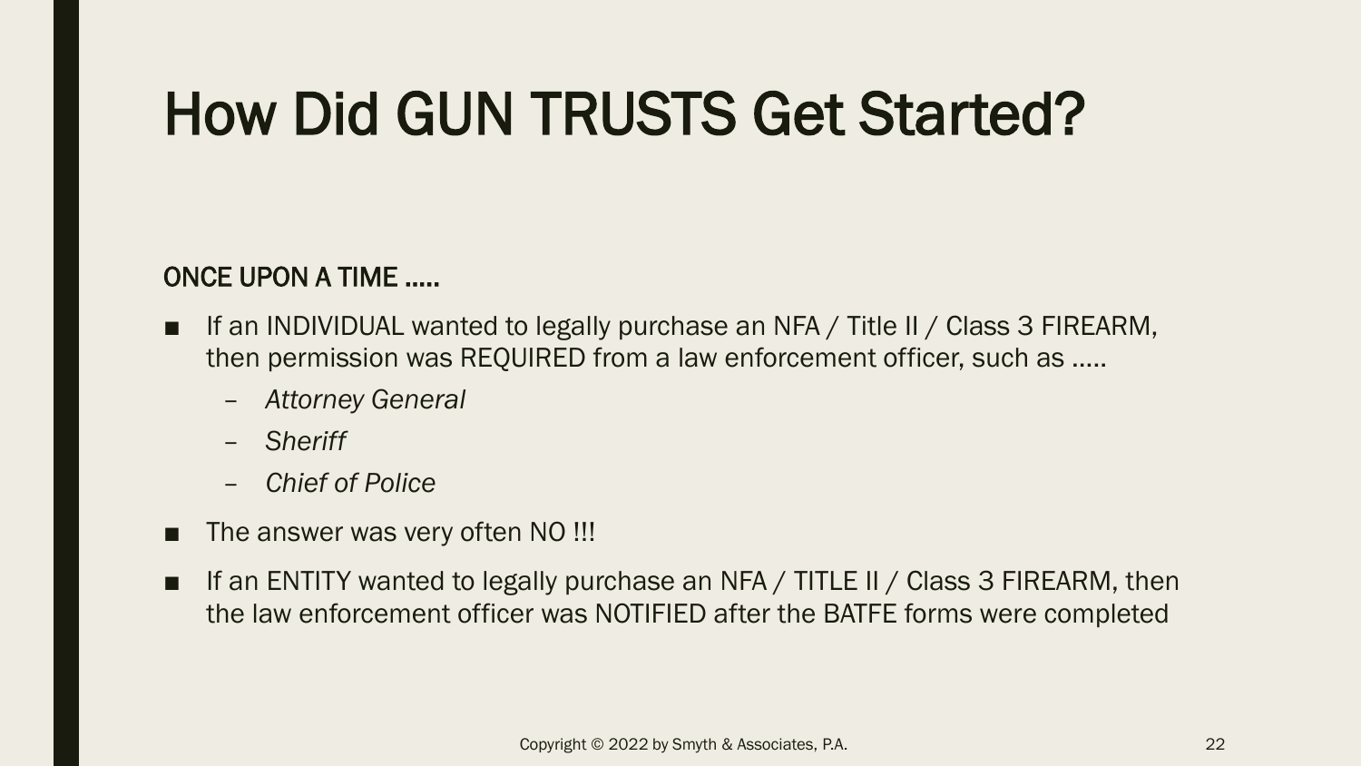# How Did GUN TRUSTS Get Started?

ONCE UPON A TIME .....

- If an INDIVIDUAL wanted to legally purchase an NFA / Title II / Class 3 FIREARM, then permission was REQUIRED from a law enforcement officer, such as .....
  - *Attorney General*
  - *Sheriff*
  - *Chief of Police*
- The answer was very often NO !!!
- If an ENTITY wanted to legally purchase an NFA / TITLE II / Class 3 FIREARM, then the law enforcement officer was NOTIFIED after the BATFE forms were completed

Copyright © 2022 by Smyth & Associates, P.A.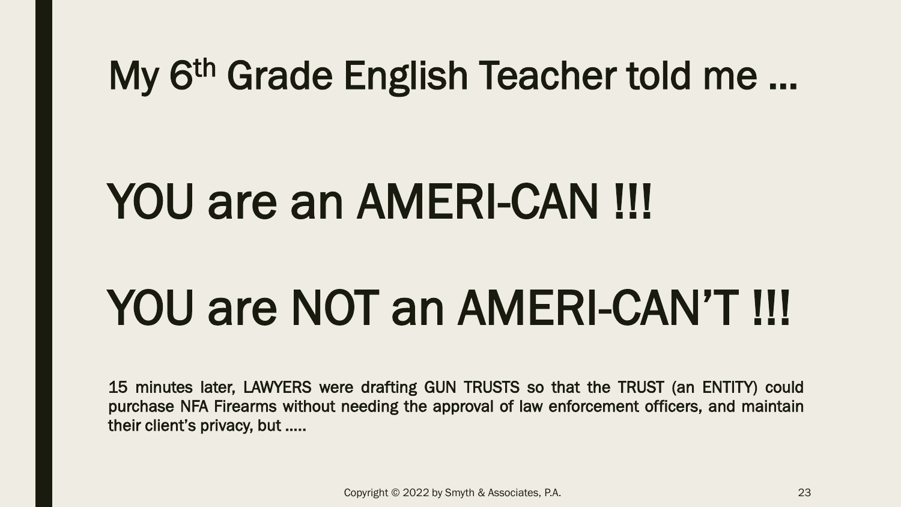# My 6th Grade English Teacher told me …

## YOU are an AMERI-CAN !!!

## YOU are NOT an AMERI-CAN'T !!!

15 minutes later, LAWYERS were drafting GUN TRUSTS so that the TRUST (an ENTITY) could purchase NFA Firearms without needing the approval of law enforcement officers, and maintain their client's privacy, but …..

Copyright © 2022 by Smyth & Associates, P.A.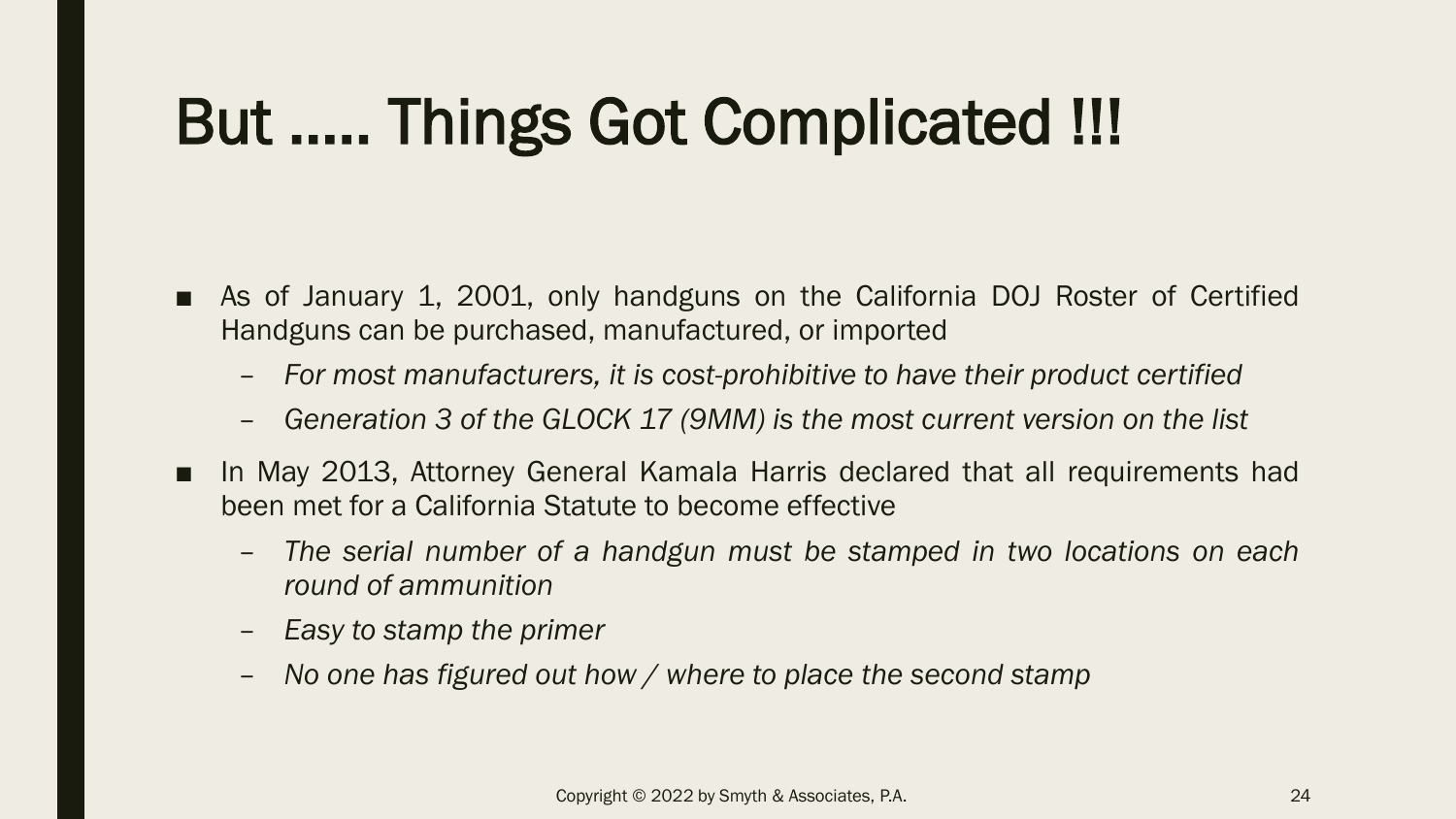# But ..... Things Got Complicated !!!

- As of January 1, 2001, only handguns on the California DOJ Roster of Certified Handguns can be purchased, manufactured, or imported
  - *For most manufacturers, it is cost-prohibitive to have their product certified*
  - *Generation 3 of the GLOCK 17 (9MM) is the most current version on the list*
- In May 2013, Attorney General Kamala Harris declared that all requirements had been met for a California Statute to become effective
  - *The serial number of a handgun must be stamped in two locations on each round of ammunition*
  - *Easy to stamp the primer*
  - *No one has figured out how / where to place the second stamp*

Copyright © 2022 by Smyth & Associates, P.A.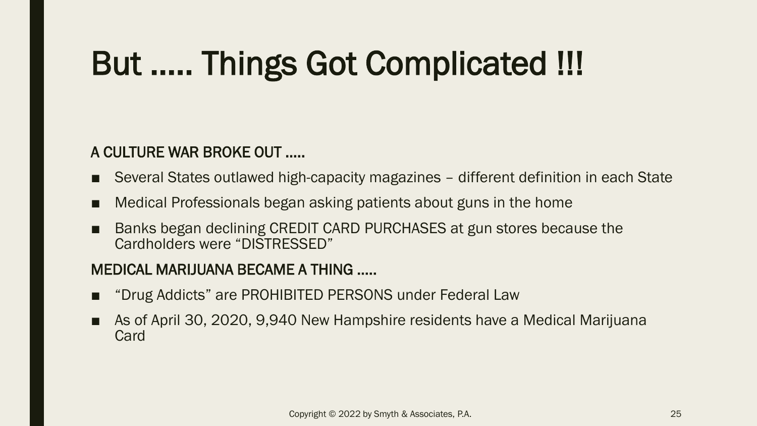# But ..... Things Got Complicated !!!

A CULTURE WAR BROKE OUT .....

- Several States outlawed high-capacity magazines – different definition in each State
- Medical Professionals began asking patients about guns in the home
- Banks began declining CREDIT CARD PURCHASES at gun stores because the Cardholders were "DISTRESSED"

MEDICAL MARIJUANA BECAME A THING .....

- "Drug Addicts" are PROHIBITED PERSONS under Federal Law
- As of April 30, 2020, 9,940 New Hampshire residents have a Medical Marijuana Card

Copyright © 2022 by Smyth & Associates, P.A.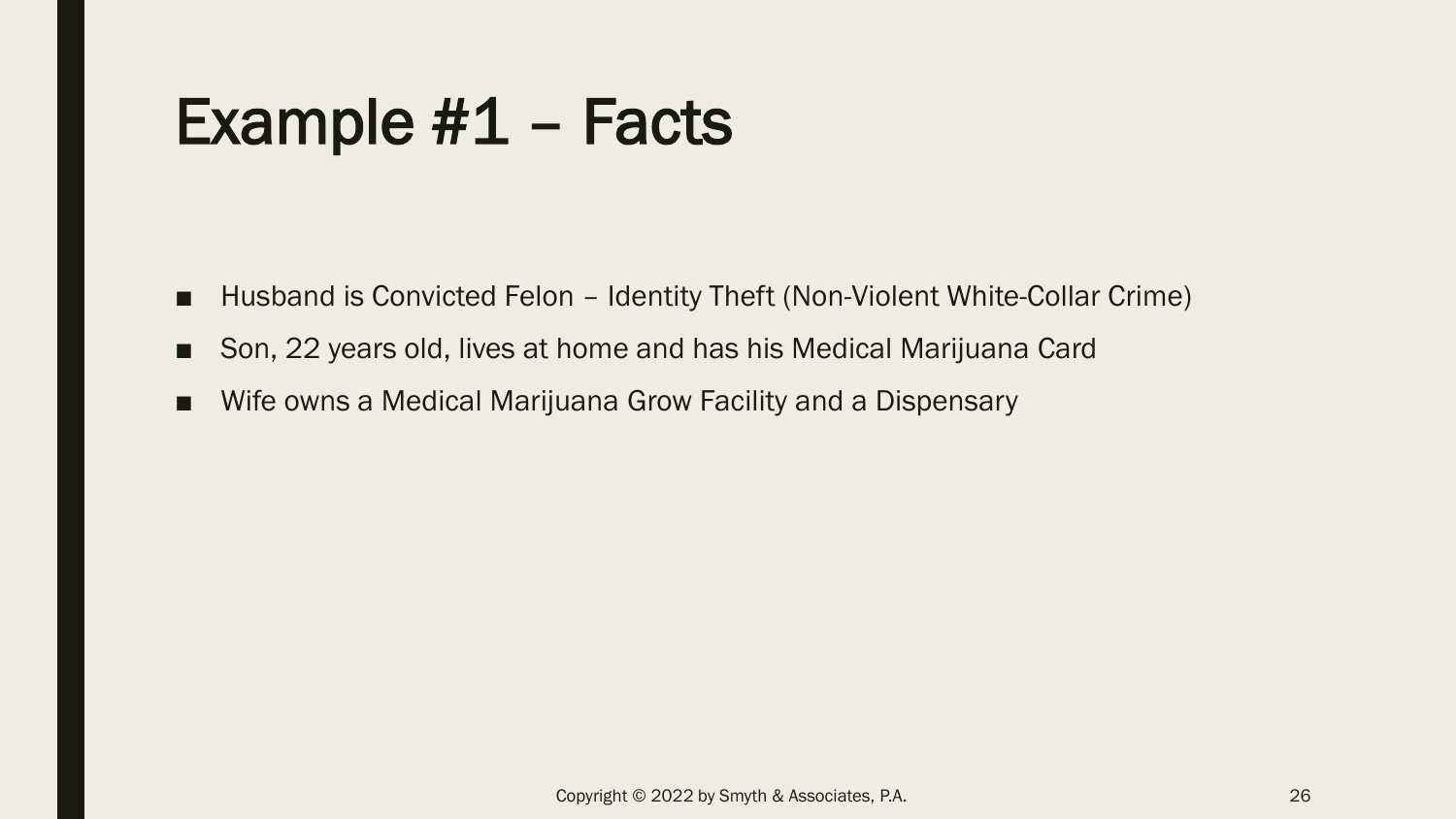# Example #1 – Facts

- Husband is Convicted Felon – Identity Theft (Non-Violent White-Collar Crime)
- Son, 22 years old, lives at home and has his Medical Marijuana Card
- Wife owns a Medical Marijuana Grow Facility and a Dispensary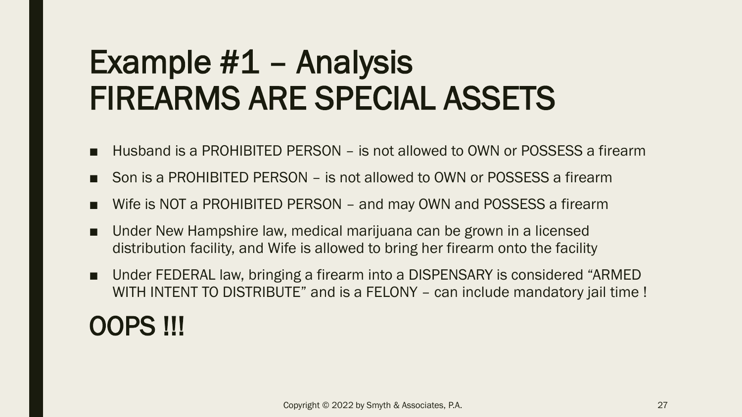# Example #1 – Analysis
# FIREARMS ARE SPECIAL ASSETS

- Husband is a PROHIBITED PERSON – is not allowed to OWN or POSSESS a firearm
- Son is a PROHIBITED PERSON – is not allowed to OWN or POSSESS a firearm
- Wife is NOT a PROHIBITED PERSON – and may OWN and POSSESS a firearm
- Under New Hampshire law, medical marijuana can be grown in a licensed distribution facility, and Wife is allowed to bring her firearm onto the facility
- Under FEDERAL law, bringing a firearm into a DISPENSARY is considered "ARMED WITH INTENT TO DISTRIBUTE" and is a FELONY – can include mandatory jail time !

## OOPS !!!

Copyright © 2022 by Smyth & Associates, P.A.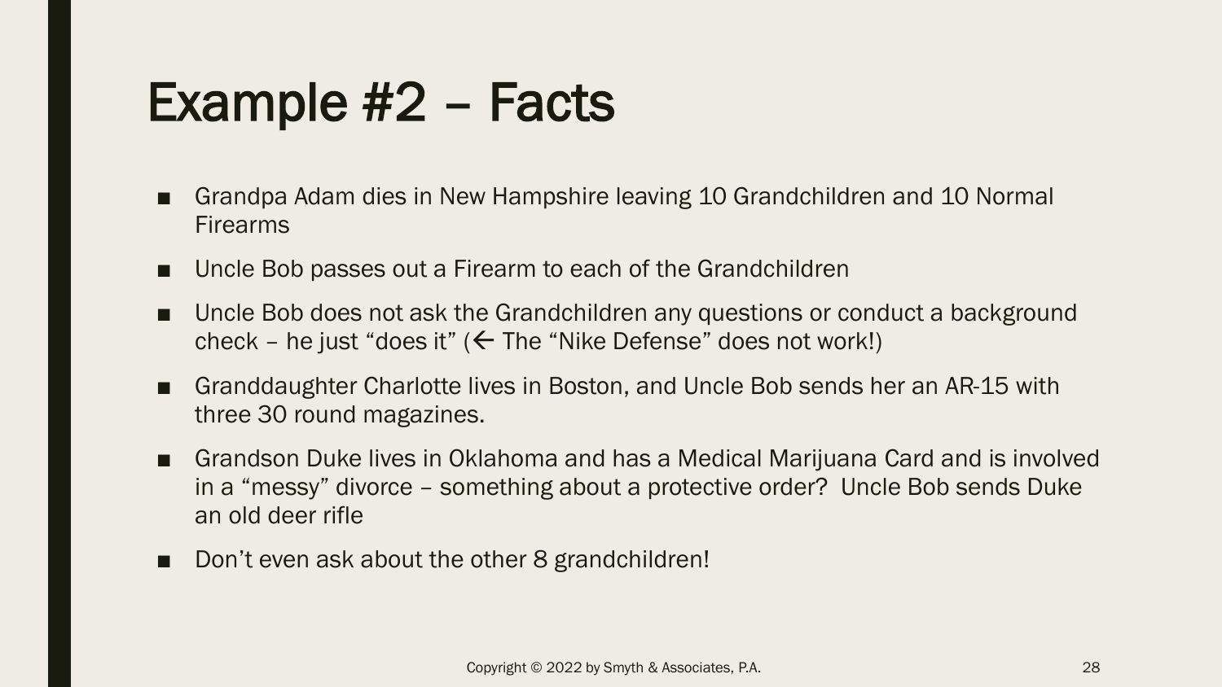# Example #2 – Facts

- Grandpa Adam dies in New Hampshire leaving 10 Grandchildren and 10 Normal Firearms
- Uncle Bob passes out a Firearm to each of the Grandchildren
- Uncle Bob does not ask the Grandchildren any questions or conduct a background check – he just "does it" (← The "Nike Defense" does not work!)
- Granddaughter Charlotte lives in Boston, and Uncle Bob sends her an AR-15 with three 30 round magazines.
- Grandson Duke lives in Oklahoma and has a Medical Marijuana Card and is involved in a "messy" divorce – something about a protective order? Uncle Bob sends Duke an old deer rifle
- Don't even ask about the other 8 grandchildren!

Copyright © 2022 by Smyth & Associates, P.A.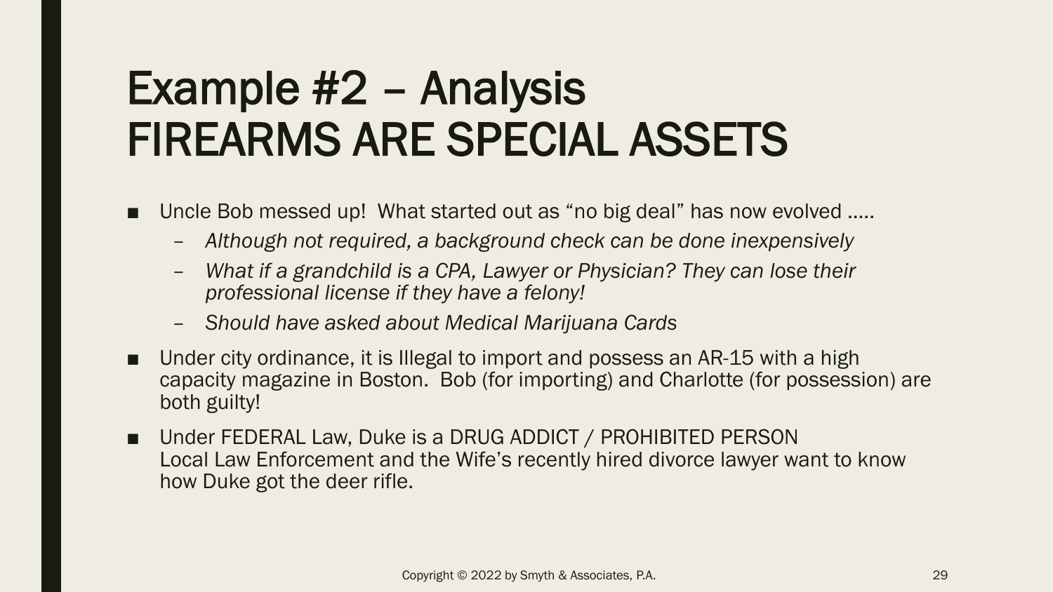# Example #2 – Analysis FIREARMS ARE SPECIAL ASSETS

- Uncle Bob messed up! What started out as "no big deal" has now evolved .....
  - *Although not required, a background check can be done inexpensively*
  - *What if a grandchild is a CPA, Lawyer or Physician? They can lose their professional license if they have a felony!*
  - *Should have asked about Medical Marijuana Cards*
- Under city ordinance, it is Illegal to import and possess an AR-15 with a high capacity magazine in Boston. Bob (for importing) and Charlotte (for possession) are both guilty!
- Under FEDERAL Law, Duke is a DRUG ADDICT / PROHIBITED PERSON
  Local Law Enforcement and the Wife's recently hired divorce lawyer want to know how Duke got the deer rifle.

Copyright © 2022 by Smyth & Associates, P.A.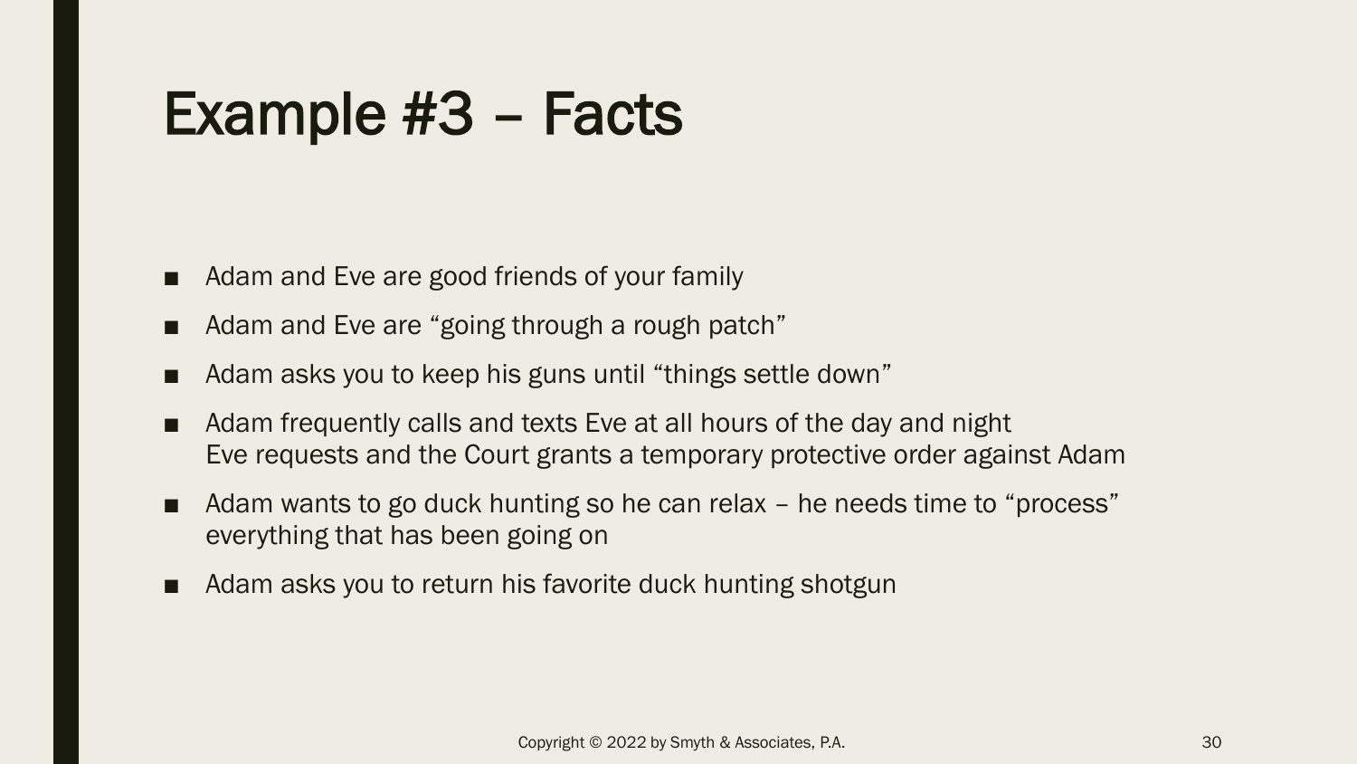# Example #3 – Facts

- Adam and Eve are good friends of your family
- Adam and Eve are “going through a rough patch”
- Adam asks you to keep his guns until “things settle down”
- Adam frequently calls and texts Eve at all hours of the day and night
  Eve requests and the Court grants a temporary protective order against Adam
- Adam wants to go duck hunting so he can relax – he needs time to “process” everything that has been going on
- Adam asks you to return his favorite duck hunting shotgun

Copyright © 2022 by Smyth & Associates, P.A.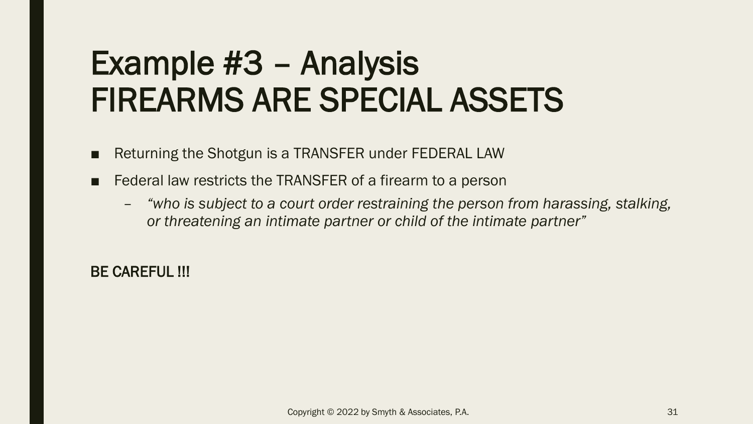# Example #3 – Analysis
# FIREARMS ARE SPECIAL ASSETS

- Returning the Shotgun is a TRANSFER under FEDERAL LAW
- Federal law restricts the TRANSFER of a firearm to a person
  - *"who is subject to a court order restraining the person from harassing, stalking, or threatening an intimate partner or child of the intimate partner"*

BE CAREFUL !!!

Copyright © 2022 by Smyth & Associates, P.A.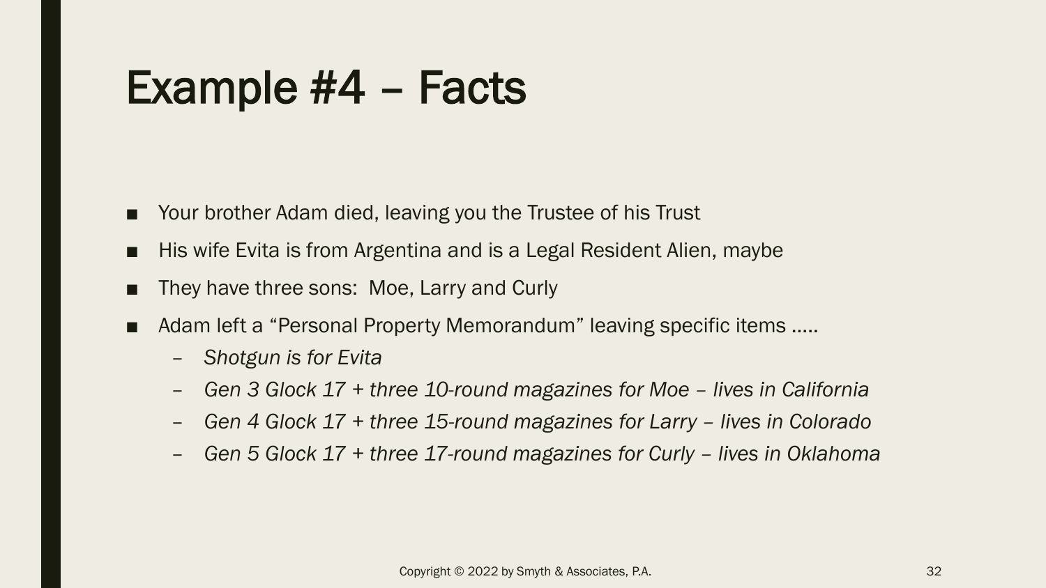# Example #4 – Facts

- Your brother Adam died, leaving you the Trustee of his Trust
- His wife Evita is from Argentina and is a Legal Resident Alien, maybe
- They have three sons: Moe, Larry and Curly
- Adam left a "Personal Property Memorandum" leaving specific items .....
  - *Shotgun is for Evita*
  - *Gen 3 Glock 17 + three 10-round magazines for Moe – lives in California*
  - *Gen 4 Glock 17 + three 15-round magazines for Larry – lives in Colorado*
  - *Gen 5 Glock 17 + three 17-round magazines for Curly – lives in Oklahoma*

Copyright © 2022 by Smyth & Associates, P.A.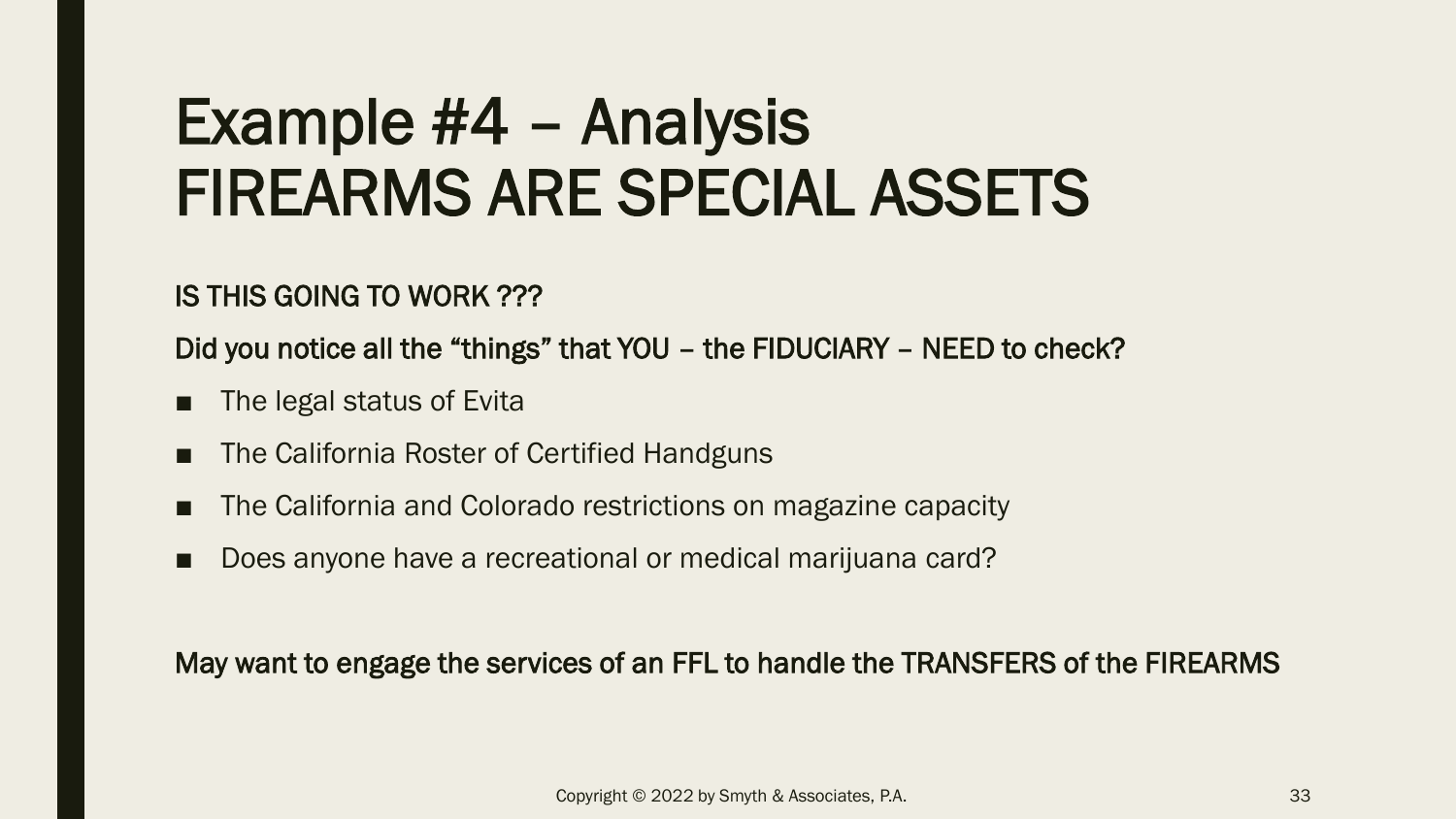# Example #4 – Analysis
# FIREARMS ARE SPECIAL ASSETS

**IS THIS GOING TO WORK ???**

**Did you notice all the "things" that YOU – the FIDUCIARY – NEED to check?**

- The legal status of Evita
- The California Roster of Certified Handguns
- The California and Colorado restrictions on magazine capacity
- Does anyone have a recreational or medical marijuana card?

**May want to engage the services of an FFL to handle the TRANSFERS of the FIREARMS**

Copyright © 2022 by Smyth & Associates, P.A.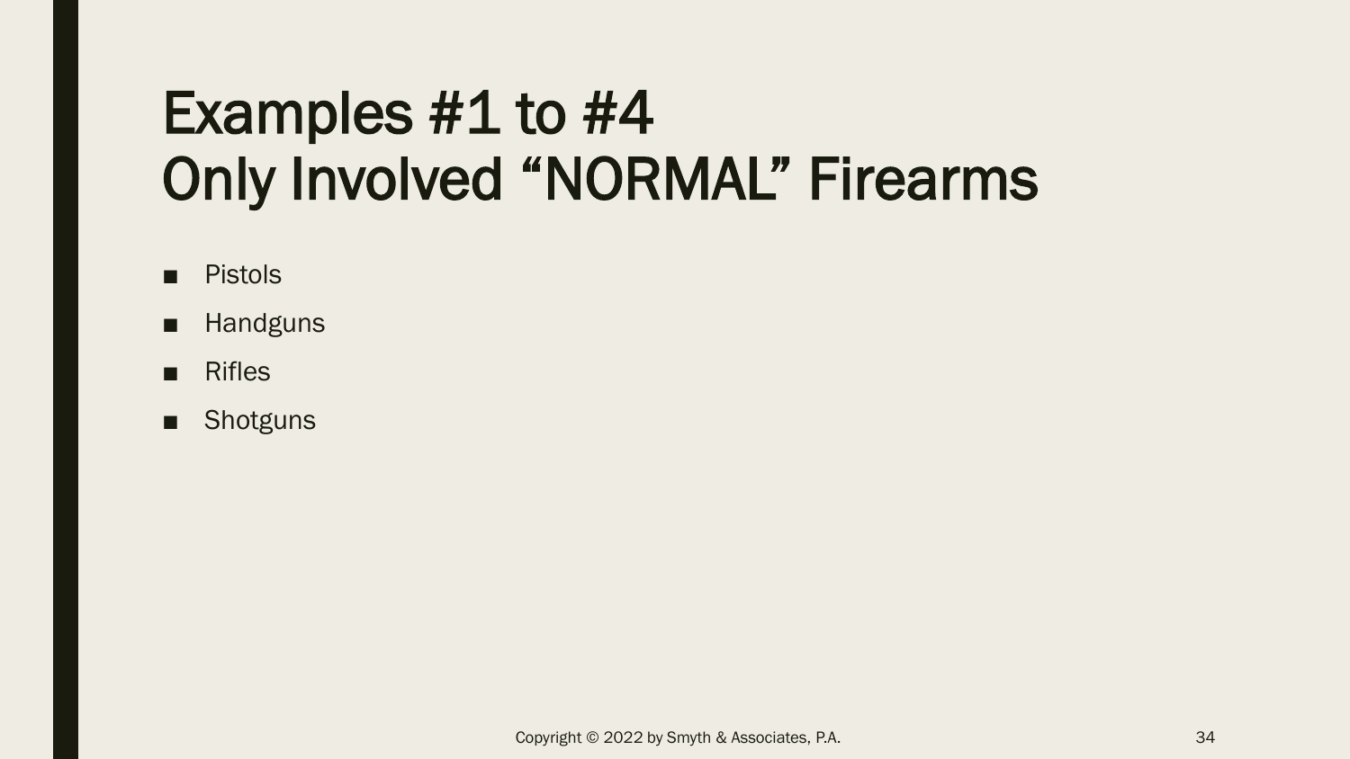# Examples #1 to #4
# Only Involved “NORMAL” Firearms

- Pistols
- Handguns
- Rifles
- Shotguns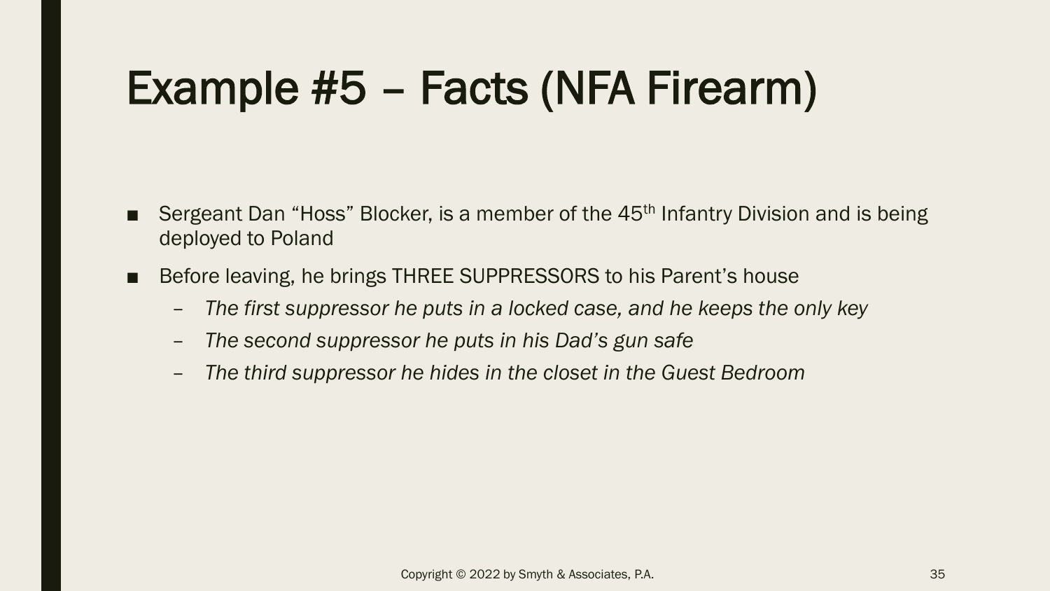# Example #5 – Facts (NFA Firearm)

- Sergeant Dan "Hoss" Blocker, is a member of the 45th Infantry Division and is being deployed to Poland
- Before leaving, he brings THREE SUPPRESSORS to his Parent's house
  - *The first suppressor he puts in a locked case, and he keeps the only key*
  - *The second suppressor he puts in his Dad's gun safe*
  - *The third suppressor he hides in the closet in the Guest Bedroom*

Copyright © 2022 by Smyth & Associates, P.A.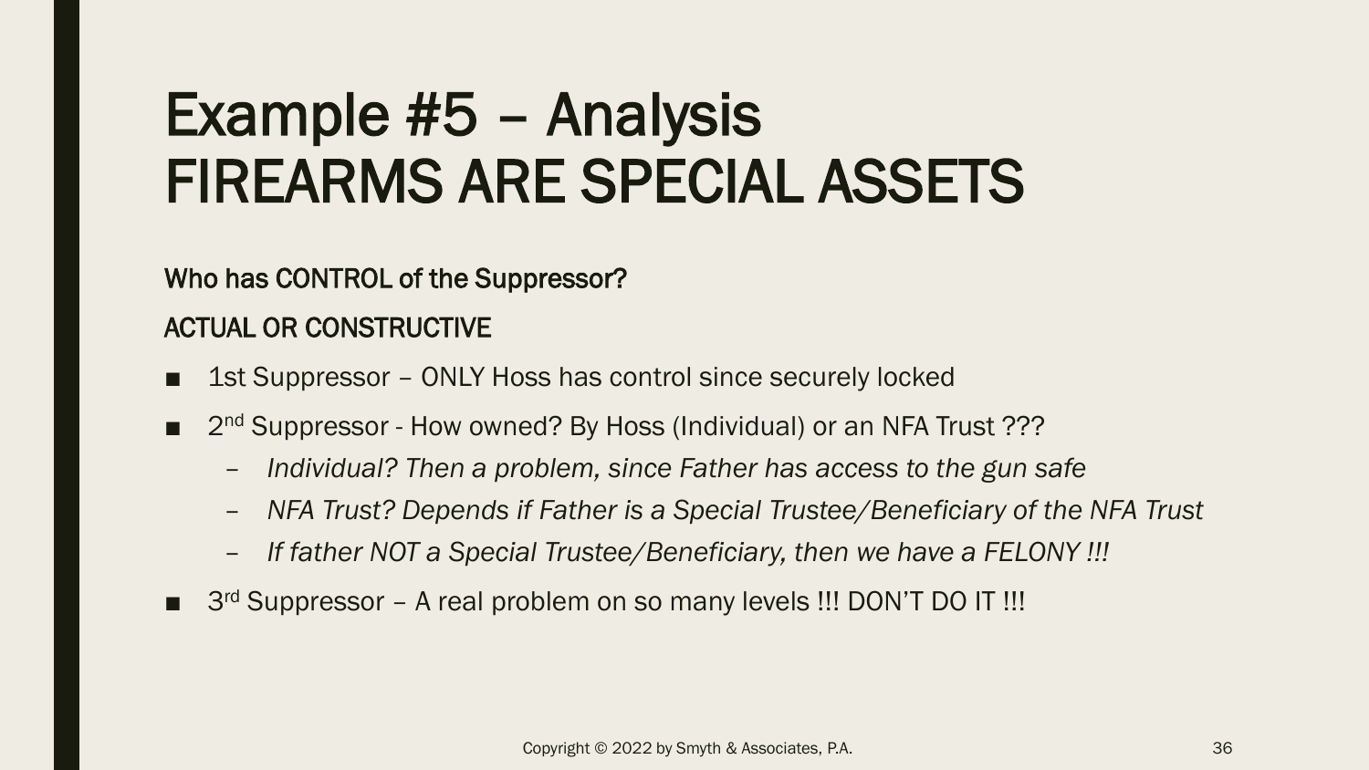# Example #5 – Analysis
# FIREARMS ARE SPECIAL ASSETS

**Who has CONTROL of the Suppressor?**

**ACTUAL OR CONSTRUCTIVE**

- 1st Suppressor – ONLY Hoss has control since securely locked
- 2nd Suppressor - How owned? By Hoss (Individual) or an NFA Trust ???
  - *Individual? Then a problem, since Father has access to the gun safe*
  - *NFA Trust? Depends if Father is a Special Trustee/Beneficiary of the NFA Trust*
  - *If father NOT a Special Trustee/Beneficiary, then we have a FELONY !!!*
- 3rd Suppressor – A real problem on so many levels !!! DON'T DO IT !!!

Copyright © 2022 by Smyth & Associates, P.A.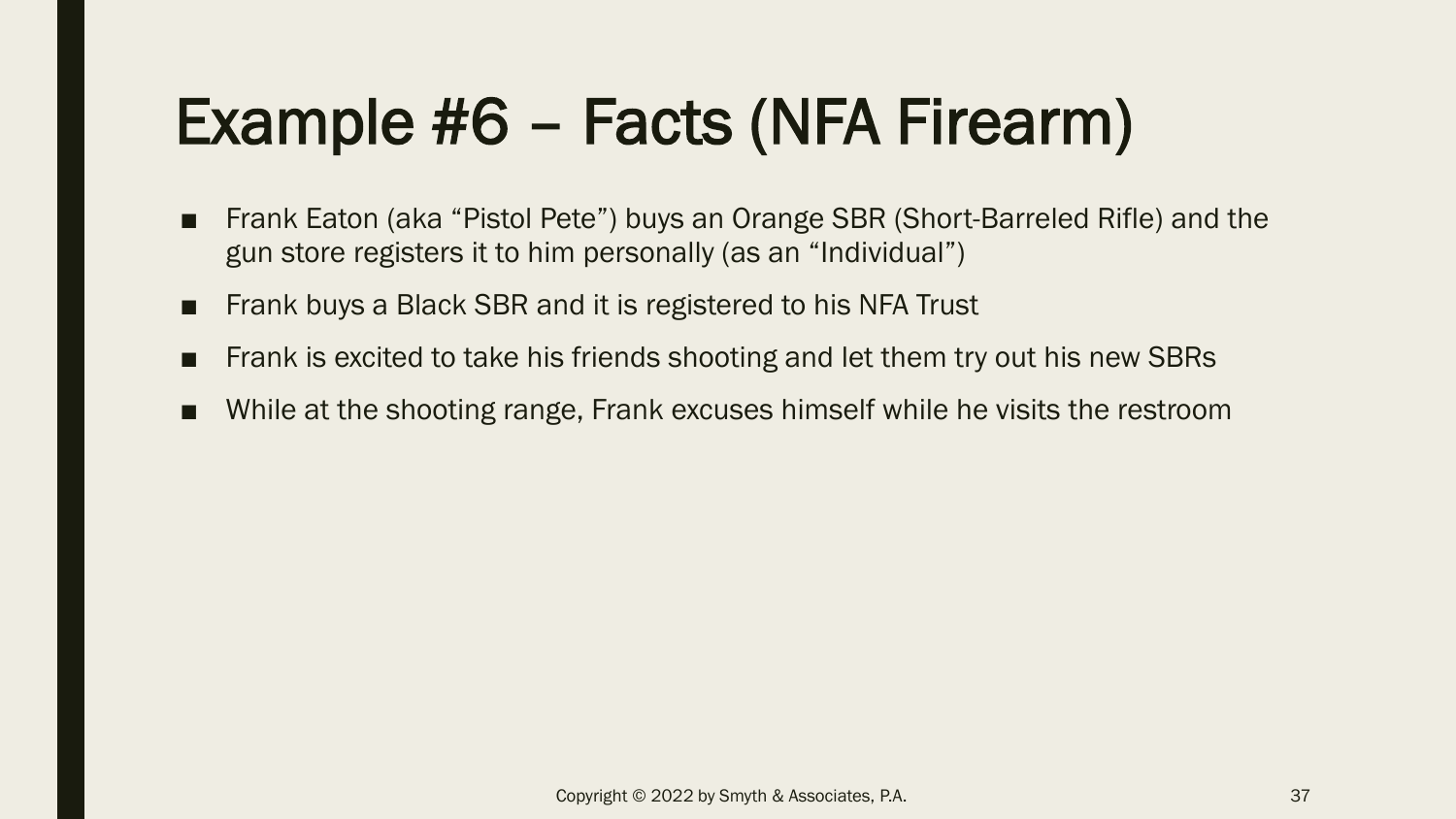# Example #6 – Facts (NFA Firearm)

- Frank Eaton (aka "Pistol Pete") buys an Orange SBR (Short-Barreled Rifle) and the gun store registers it to him personally (as an "Individual")
- Frank buys a Black SBR and it is registered to his NFA Trust
- Frank is excited to take his friends shooting and let them try out his new SBRs
- While at the shooting range, Frank excuses himself while he visits the restroom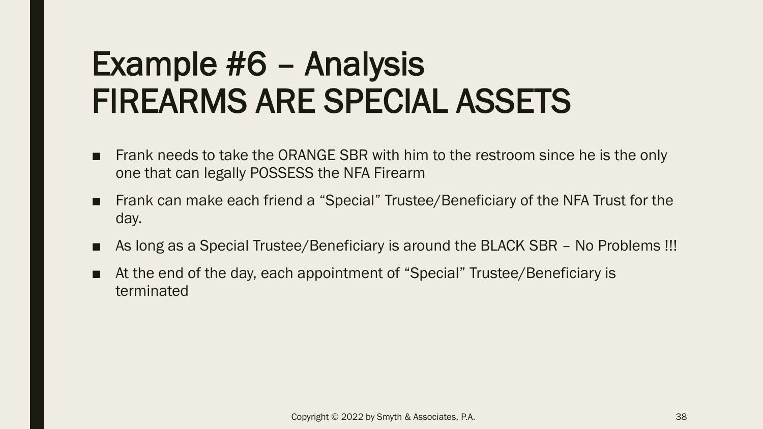# Example #6 – Analysis
# FIREARMS ARE SPECIAL ASSETS

- Frank needs to take the ORANGE SBR with him to the restroom since he is the only one that can legally POSSESS the NFA Firearm
- Frank can make each friend a "Special" Trustee/Beneficiary of the NFA Trust for the day.
- As long as a Special Trustee/Beneficiary is around the BLACK SBR – No Problems !!!
- At the end of the day, each appointment of "Special" Trustee/Beneficiary is terminated

Copyright © 2022 by Smyth & Associates, P.A.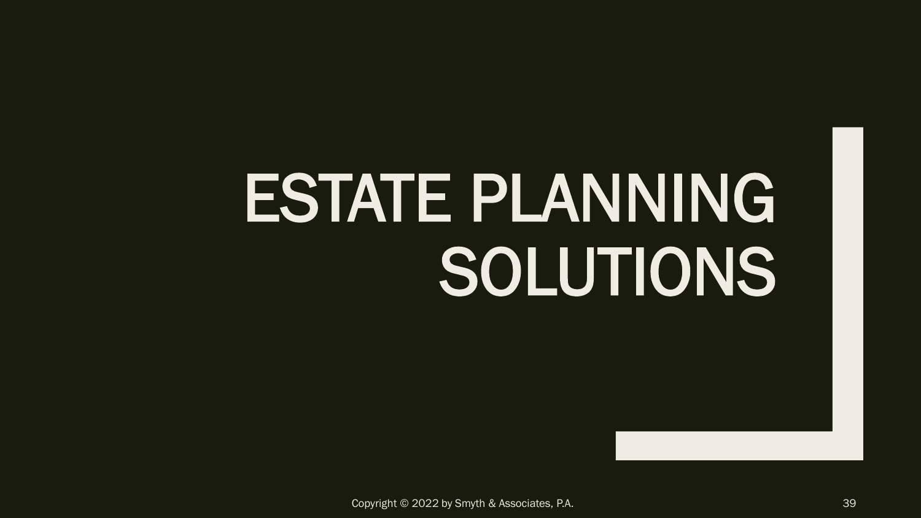# ESTATE PLANNING SOLUTIONS

Copyright © 2022 by Smyth & Associates, P.A.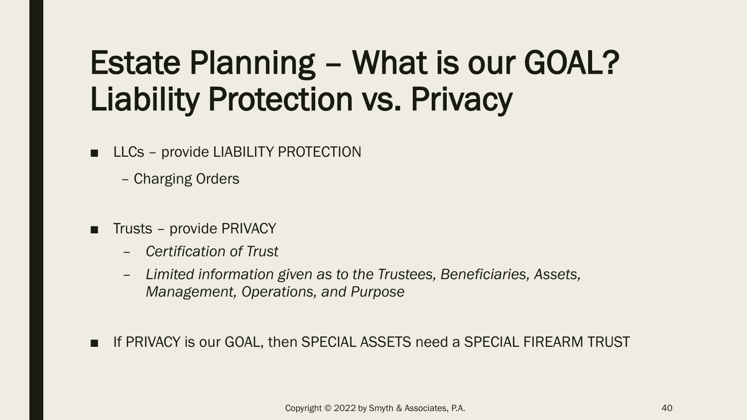# Estate Planning – What is our GOAL? Liability Protection vs. Privacy

- LLCs – provide LIABILITY PROTECTION
  - Charging Orders

- Trusts – provide PRIVACY
  - *Certification of Trust*
  - *Limited information given as to the Trustees, Beneficiaries, Assets, Management, Operations, and Purpose*

- If PRIVACY is our GOAL, then SPECIAL ASSETS need a SPECIAL FIREARM TRUST

Copyright © 2022 by Smyth & Associates, P.A.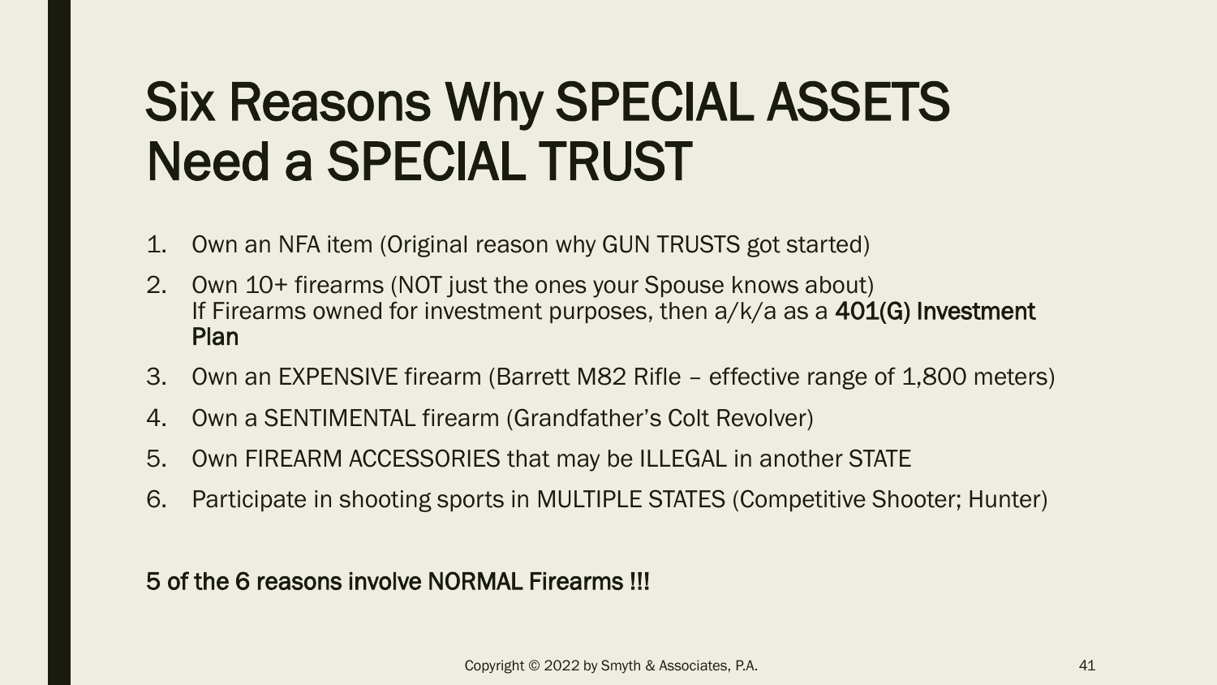# Six Reasons Why SPECIAL ASSETS Need a SPECIAL TRUST

1. Own an NFA item (Original reason why GUN TRUSTS got started)
2. Own 10+ firearms (NOT just the ones your Spouse knows about)
   If Firearms owned for investment purposes, then a/k/a as a **401(G) Investment Plan**
3. Own an EXPENSIVE firearm (Barrett M82 Rifle – effective range of 1,800 meters)
4. Own a SENTIMENTAL firearm (Grandfather's Colt Revolver)
5. Own FIREARM ACCESSORIES that may be ILLEGAL in another STATE
6. Participate in shooting sports in MULTIPLE STATES (Competitive Shooter; Hunter)

**5 of the 6 reasons involve NORMAL Firearms !!!**

Copyright © 2022 by Smyth & Associates, P.A.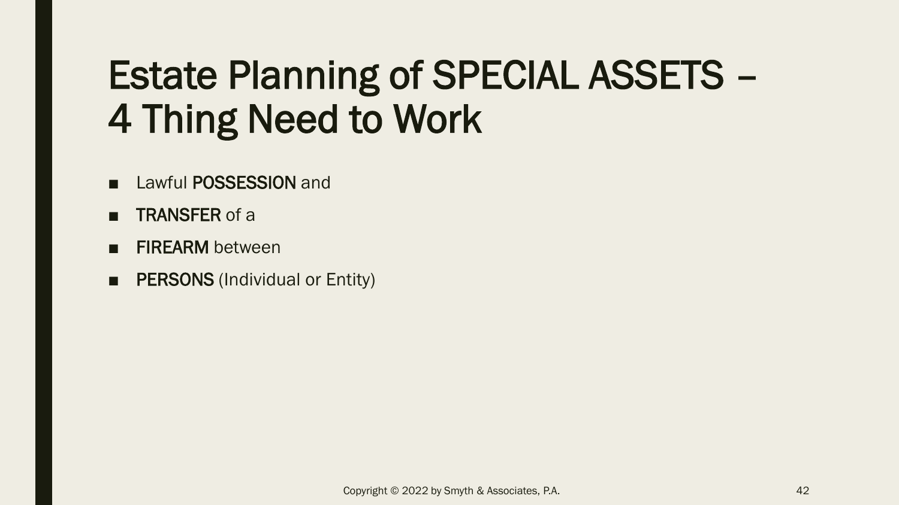# Estate Planning of SPECIAL ASSETS – 4 Thing Need to Work

- Lawful **POSSESSION** and
- **TRANSFER** of a
- **FIREARM** between
- **PERSONS** (Individual or Entity)

Copyright © 2022 by Smyth & Associates, P.A.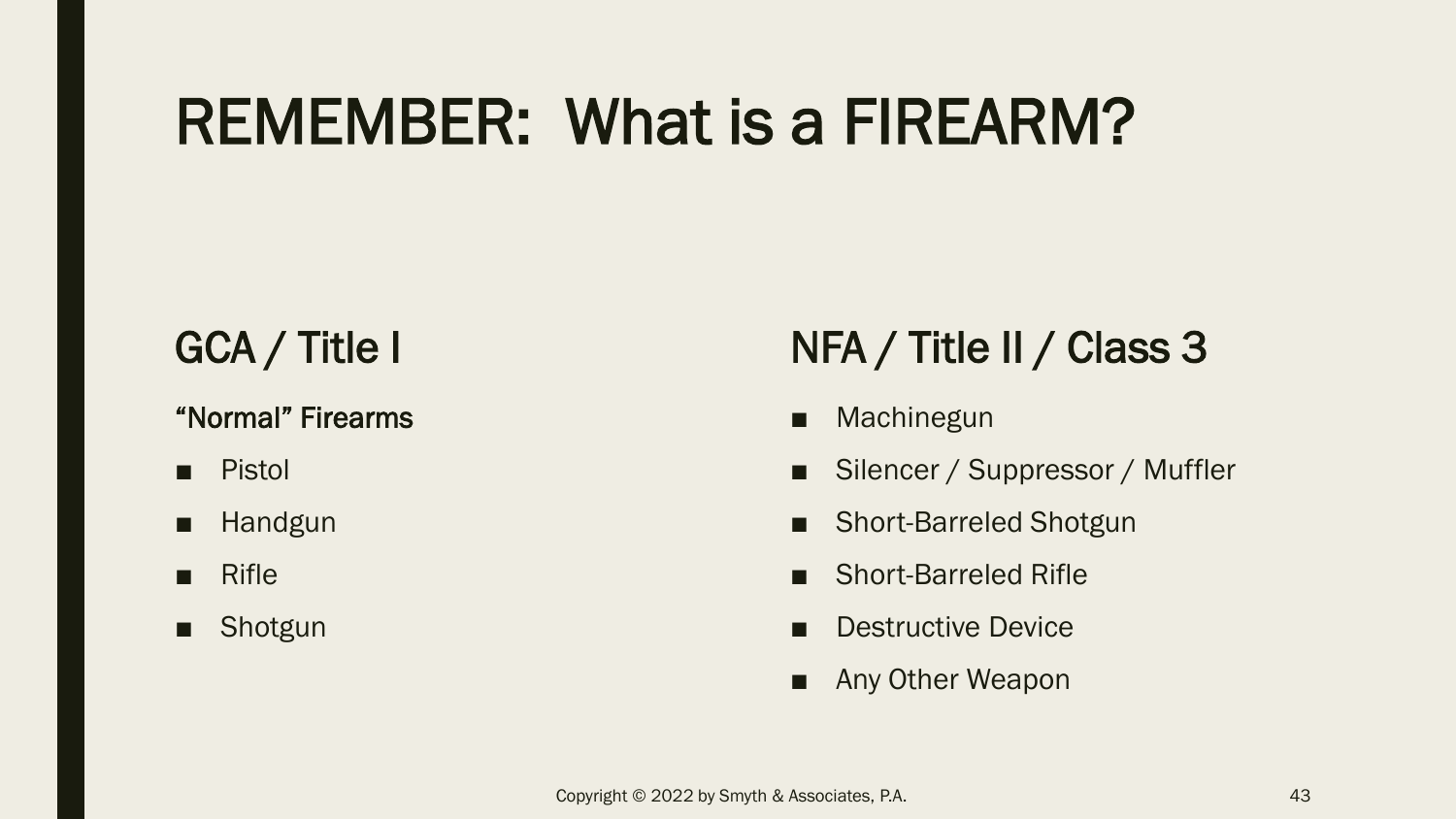# REMEMBER: What is a FIREARM?

## GCA / Title I

**“Normal” Firearms**

- Pistol
- Handgun
- Rifle
- Shotgun

## NFA / Title II / Class 3

- Machinegun
- Silencer / Suppressor / Muffler
- Short-Barreled Shotgun
- Short-Barreled Rifle
- Destructive Device
- Any Other Weapon

Copyright © 2022 by Smyth & Associates, P.A.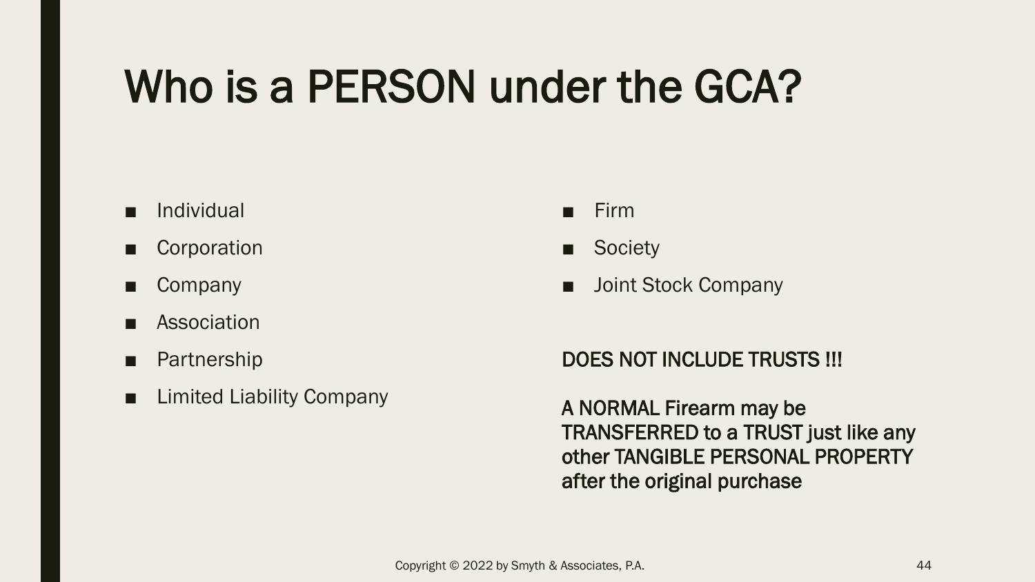# Who is a PERSON under the GCA?

- Individual
- Corporation
- Company
- Association
- Partnership
- Limited Liability Company
- Firm
- Society
- Joint Stock Company

**DOES NOT INCLUDE TRUSTS !!!**

**A NORMAL Firearm may be TRANSFERRED to a TRUST just like any other TANGIBLE PERSONAL PROPERTY after the original purchase**

Copyright © 2022 by Smyth & Associates, P.A.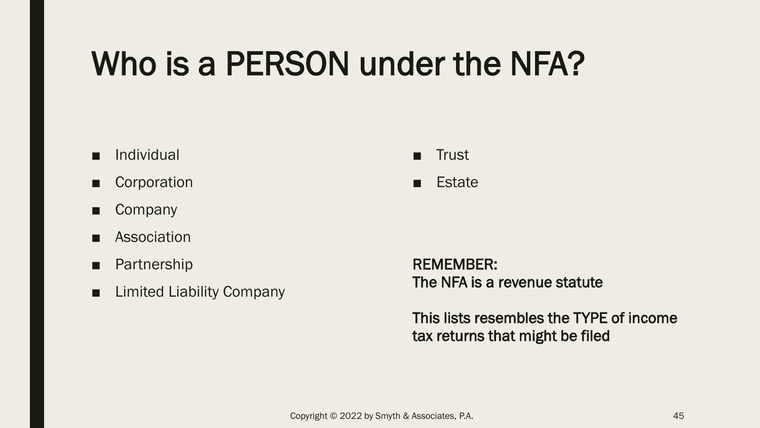# Who is a PERSON under the NFA?

- Individual
- Corporation
- Company
- Association
- Partnership
- Limited Liability Company
- Trust
- Estate

**REMEMBER:**
**The NFA is a revenue statute**

**This lists resembles the TYPE of income tax returns that might be filed**

Copyright © 2022 by Smyth & Associates, P.A.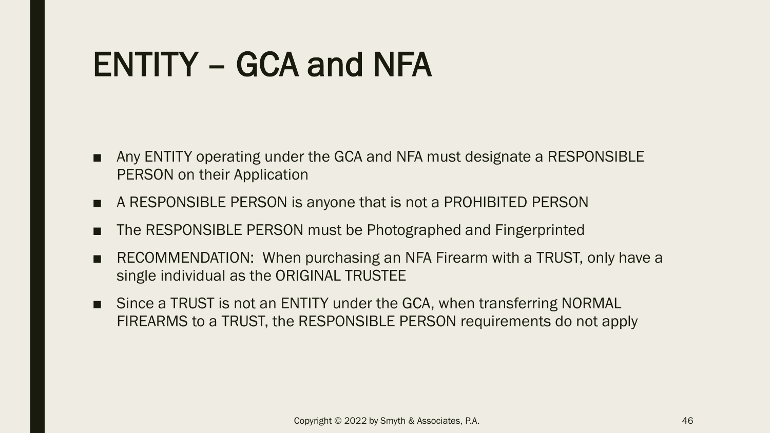# ENTITY – GCA and NFA

- Any ENTITY operating under the GCA and NFA must designate a RESPONSIBLE PERSON on their Application
- A RESPONSIBLE PERSON is anyone that is not a PROHIBITED PERSON
- The RESPONSIBLE PERSON must be Photographed and Fingerprinted
- RECOMMENDATION: When purchasing an NFA Firearm with a TRUST, only have a single individual as the ORIGINAL TRUSTEE
- Since a TRUST is not an ENTITY under the GCA, when transferring NORMAL FIREARMS to a TRUST, the RESPONSIBLE PERSON requirements do not apply

Copyright © 2022 by Smyth & Associates, P.A.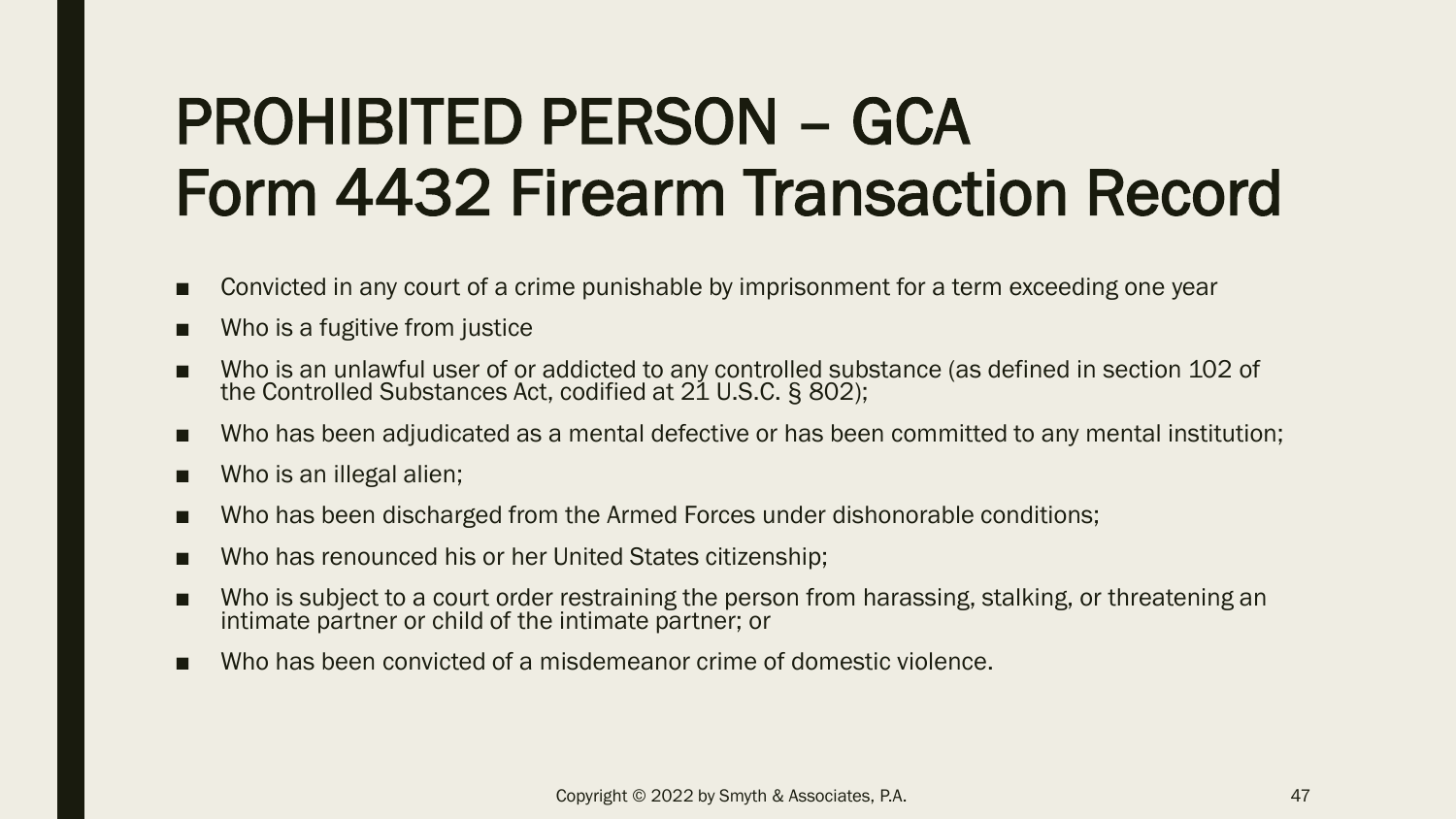# PROHIBITED PERSON – GCA
# Form 4432 Firearm Transaction Record

- Convicted in any court of a crime punishable by imprisonment for a term exceeding one year
- Who is a fugitive from justice
- Who is an unlawful user of or addicted to any controlled substance (as defined in section 102 of the Controlled Substances Act, codified at 21 U.S.C. § 802);
- Who has been adjudicated as a mental defective or has been committed to any mental institution;
- Who is an illegal alien;
- Who has been discharged from the Armed Forces under dishonorable conditions;
- Who has renounced his or her United States citizenship;
- Who is subject to a court order restraining the person from harassing, stalking, or threatening an intimate partner or child of the intimate partner; or
- Who has been convicted of a misdemeanor crime of domestic violence.

Copyright © 2022 by Smyth & Associates, P.A.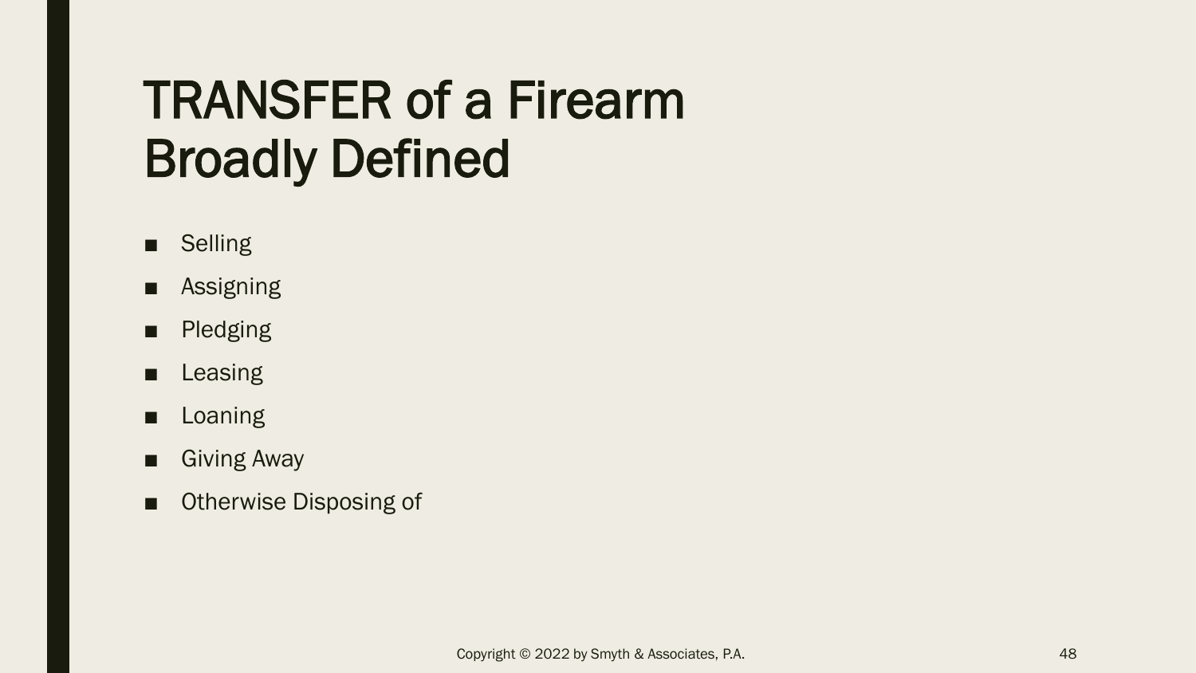# TRANSFER of a Firearm Broadly Defined

- Selling
- Assigning
- Pledging
- Leasing
- Loaning
- Giving Away
- Otherwise Disposing of

Copyright © 2022 by Smyth & Associates, P.A.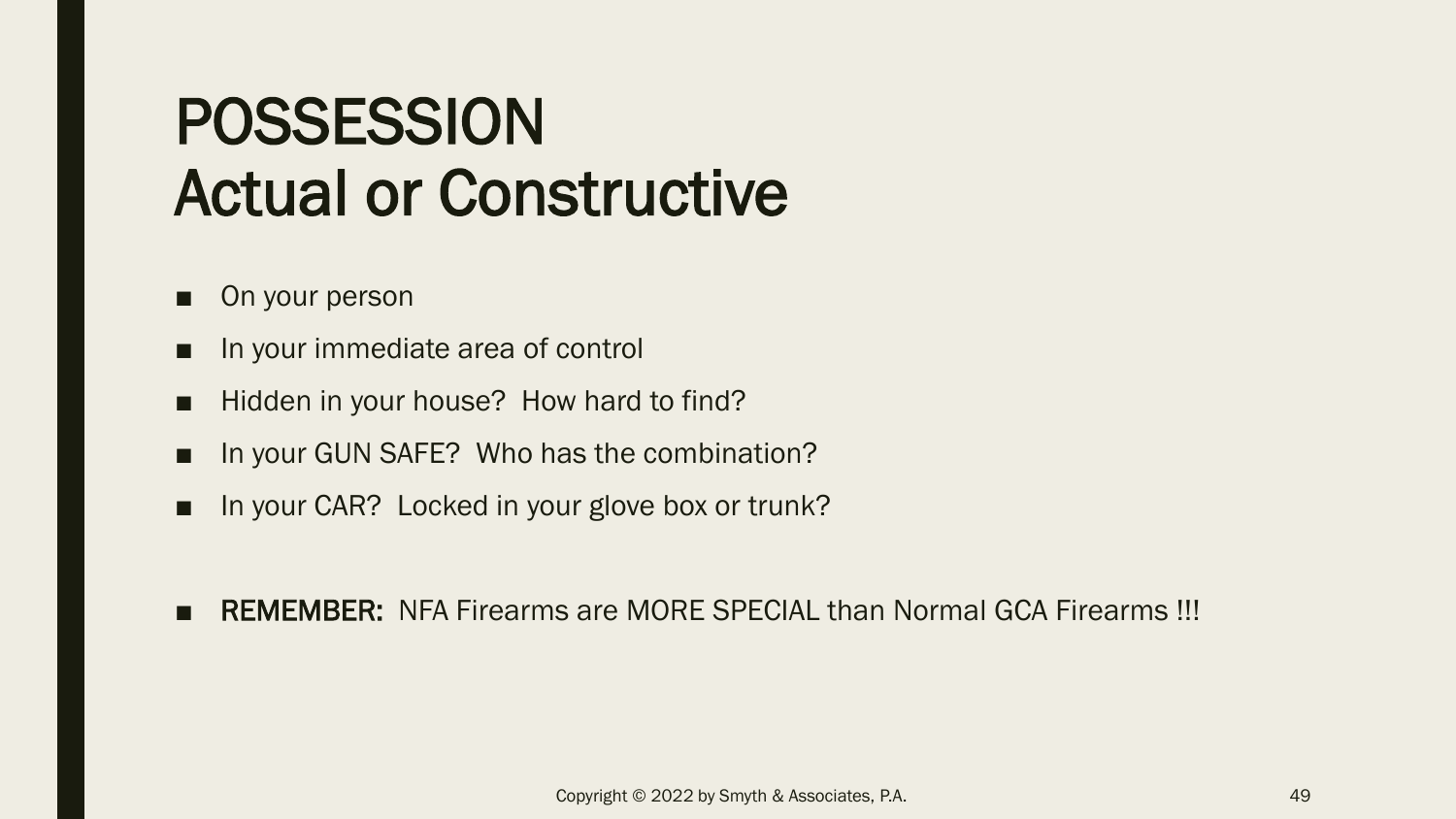# POSSESSION
# Actual or Constructive

- On your person
- In your immediate area of control
- Hidden in your house? How hard to find?
- In your GUN SAFE? Who has the combination?
- In your CAR? Locked in your glove box or trunk?

- **REMEMBER:** NFA Firearms are MORE SPECIAL than Normal GCA Firearms !!!

Copyright © 2022 by Smyth & Associates, P.A.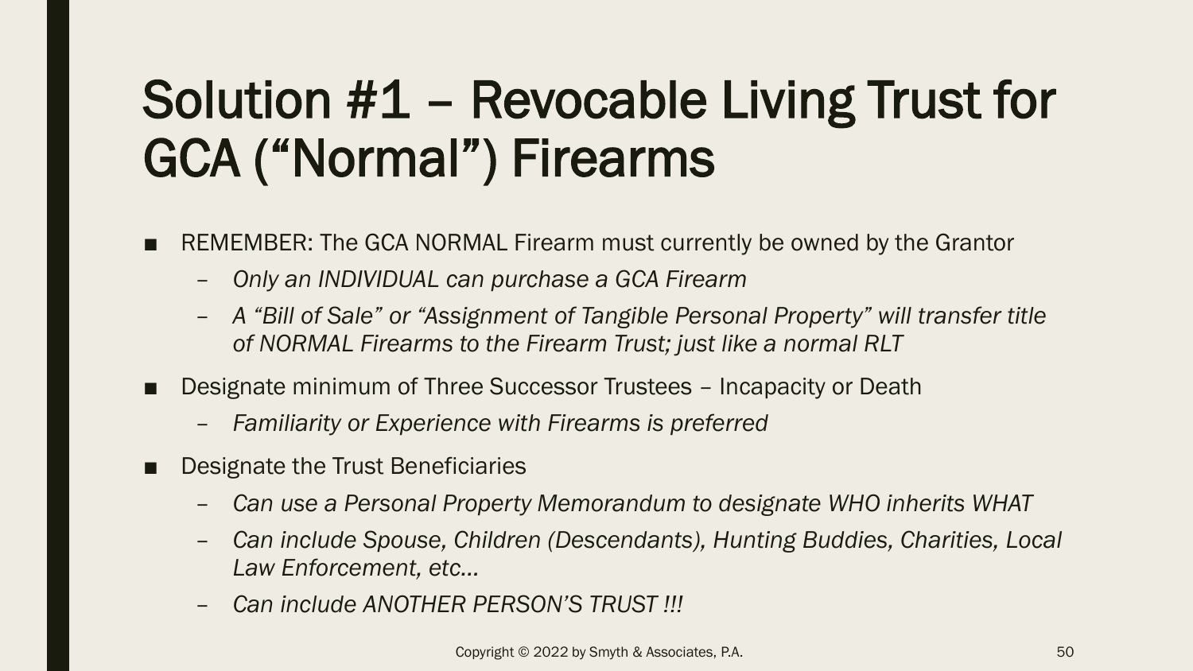# Solution #1 – Revocable Living Trust for GCA ("Normal") Firearms

- REMEMBER: The GCA NORMAL Firearm must currently be owned by the Grantor
  - *Only an INDIVIDUAL can purchase a GCA Firearm*
  - *A "Bill of Sale" or "Assignment of Tangible Personal Property" will transfer title of NORMAL Firearms to the Firearm Trust; just like a normal RLT*
- Designate minimum of Three Successor Trustees – Incapacity or Death
  - *Familiarity or Experience with Firearms is preferred*
- Designate the Trust Beneficiaries
  - *Can use a Personal Property Memorandum to designate WHO inherits WHAT*
  - *Can include Spouse, Children (Descendants), Hunting Buddies, Charities, Local Law Enforcement, etc…*
  - *Can include ANOTHER PERSON'S TRUST !!!*

Copyright © 2022 by Smyth & Associates, P.A.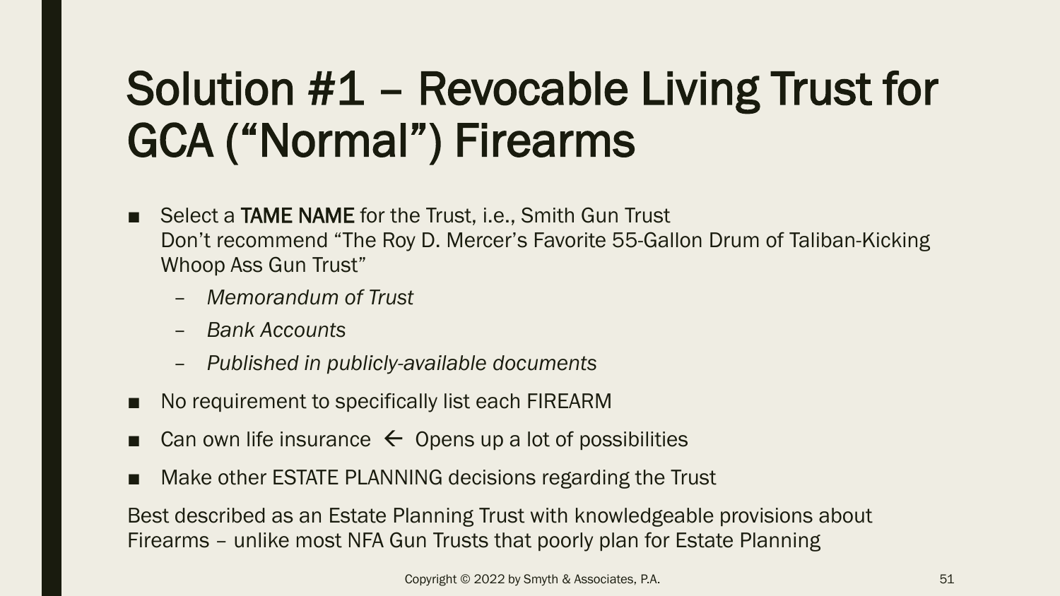# Solution #1 – Revocable Living Trust for GCA ("Normal") Firearms

- Select a **TAME NAME** for the Trust, i.e., Smith Gun Trust
  Don't recommend "The Roy D. Mercer's Favorite 55-Gallon Drum of Taliban-Kicking Whoop Ass Gun Trust"
  - *Memorandum of Trust*
  - *Bank Accounts*
  - *Published in publicly-available documents*
- No requirement to specifically list each FIREARM
- Can own life insurance ← Opens up a lot of possibilities
- Make other ESTATE PLANNING decisions regarding the Trust

Best described as an Estate Planning Trust with knowledgeable provisions about Firearms – unlike most NFA Gun Trusts that poorly plan for Estate Planning

Copyright © 2022 by Smyth & Associates, P.A.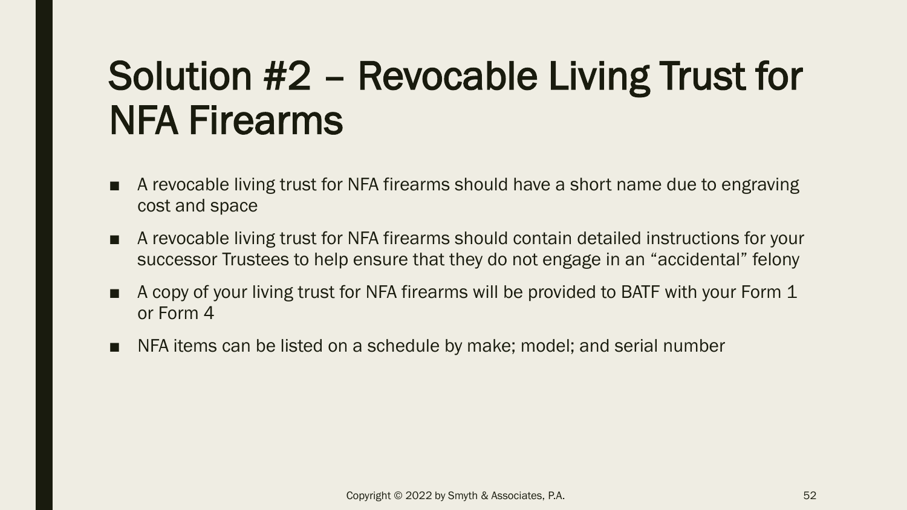# Solution #2 – Revocable Living Trust for NFA Firearms

- A revocable living trust for NFA firearms should have a short name due to engraving cost and space
- A revocable living trust for NFA firearms should contain detailed instructions for your successor Trustees to help ensure that they do not engage in an "accidental" felony
- A copy of your living trust for NFA firearms will be provided to BATF with your Form 1 or Form 4
- NFA items can be listed on a schedule by make; model; and serial number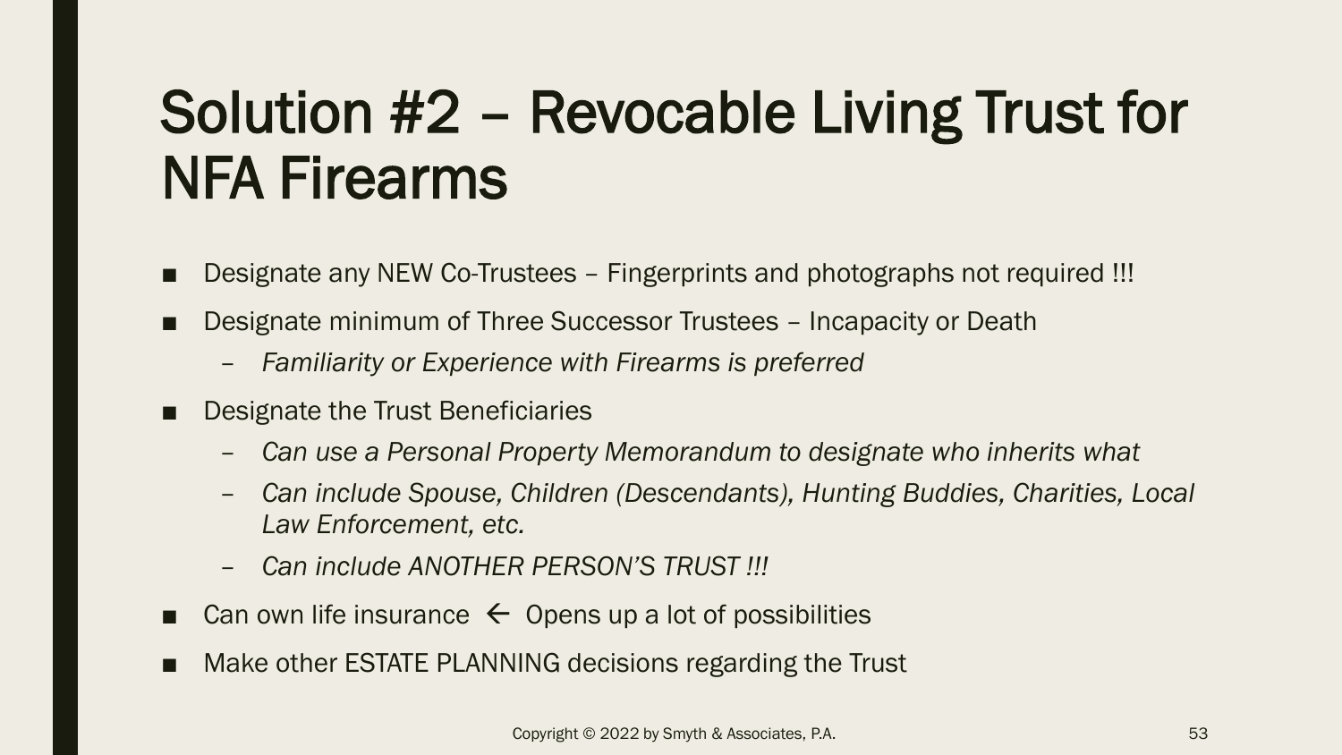# Solution #2 – Revocable Living Trust for NFA Firearms

- Designate any NEW Co-Trustees – Fingerprints and photographs not required !!!
- Designate minimum of Three Successor Trustees – Incapacity or Death
  - *Familiarity or Experience with Firearms is preferred*
- Designate the Trust Beneficiaries
  - *Can use a Personal Property Memorandum to designate who inherits what*
  - *Can include Spouse, Children (Descendants), Hunting Buddies, Charities, Local Law Enforcement, etc.*
  - *Can include ANOTHER PERSON'S TRUST !!!*
- Can own life insurance ← Opens up a lot of possibilities
- Make other ESTATE PLANNING decisions regarding the Trust

Copyright © 2022 by Smyth & Associates, P.A.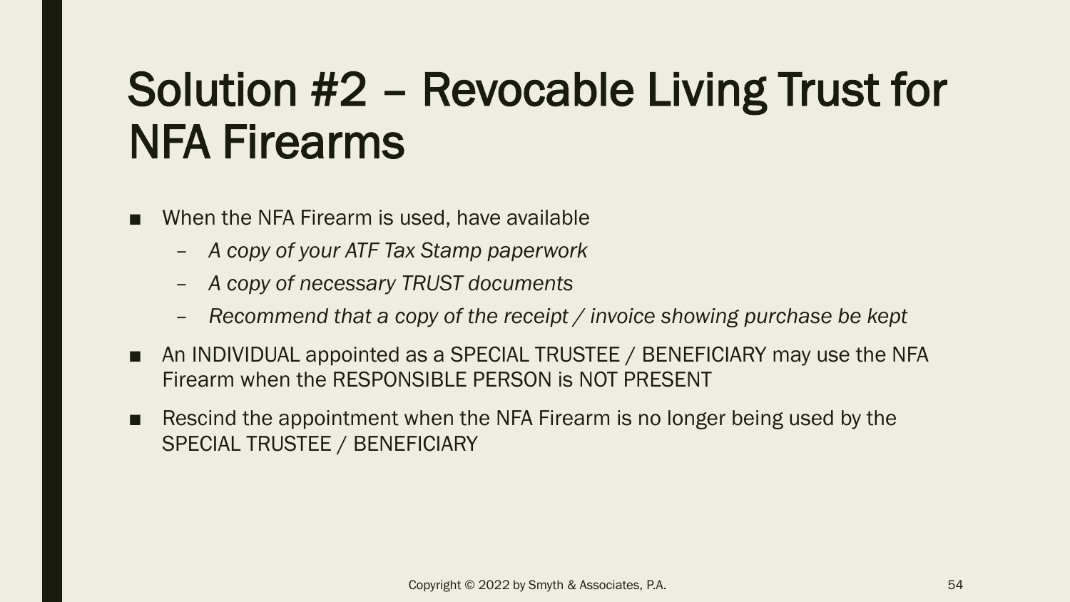# Solution #2 – Revocable Living Trust for NFA Firearms

- When the NFA Firearm is used, have available
  - *A copy of your ATF Tax Stamp paperwork*
  - *A copy of necessary TRUST documents*
  - *Recommend that a copy of the receipt / invoice showing purchase be kept*
- An INDIVIDUAL appointed as a SPECIAL TRUSTEE / BENEFICIARY may use the NFA Firearm when the RESPONSIBLE PERSON is NOT PRESENT
- Rescind the appointment when the NFA Firearm is no longer being used by the SPECIAL TRUSTEE / BENEFICIARY

Copyright © 2022 by Smyth & Associates, P.A.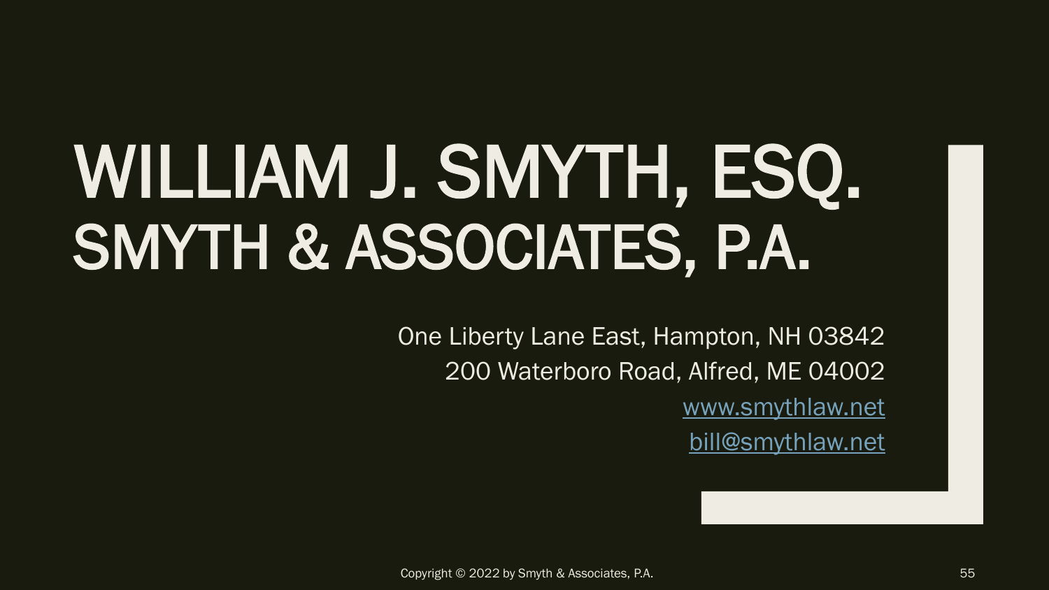# WILLIAM J. SMYTH, ESQ.

## SMYTH & ASSOCIATES, P.A.

One Liberty Lane East, Hampton, NH 03842

200 Waterboro Road, Alfred, ME 04002

[www.smythlaw.net](http://www.smythlaw.net)

[bill@smythlaw.net](mailto:bill@smythlaw.net)

Copyright © 2022 by Smyth & Associates, P.A.